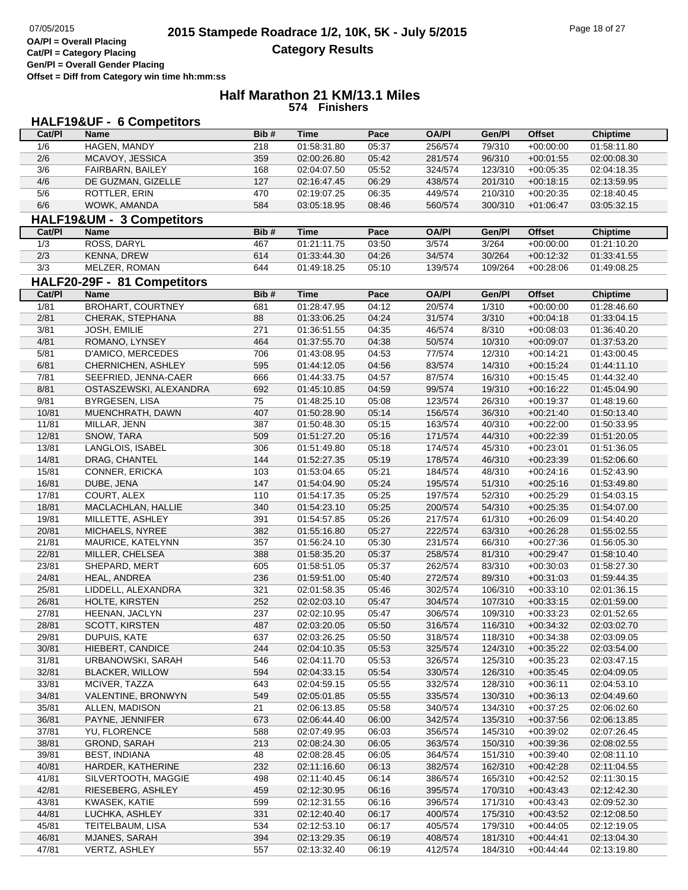# 2015 Stampede Roadrace 1/2, 10K, 5K - July 5/2015

## Category Results

OA/Pl = Overall Placing
Cat/Pl = Category Placing
Gen/Pl = Overall Gender Placing
Offset = Diff from Category win time hh:mm:ss

## Half Marathon 21 KM/13.1 Miles

574 Finishers

### HALF19&UF - 6 Competitors

| Cat/Pl | Name | Bib # | Time | Pace | OA/Pl | Gen/Pl | Offset | Chiptime |
|---|---|---|---|---|---|---|---|---|
| 1/6 | HAGEN, MANDY | 218 | 01:58:31.80 | 05:37 | 256/574 | 79/310 | +00:00:00 | 01:58:11.80 |
| 2/6 | MCAVOY, JESSICA | 359 | 02:00:26.80 | 05:42 | 281/574 | 96/310 | +00:01:55 | 02:00:08.30 |
| 3/6 | FAIRBARN, BAILEY | 168 | 02:04:07.50 | 05:52 | 324/574 | 123/310 | +00:05:35 | 02:04:18.35 |
| 4/6 | DE GUZMAN, GIZELLE | 127 | 02:16:47.45 | 06:29 | 438/574 | 201/310 | +00:18:15 | 02:13:59.95 |
| 5/6 | ROTTLER, ERIN | 470 | 02:19:07.25 | 06:35 | 449/574 | 210/310 | +00:20:35 | 02:18:40.45 |
| 6/6 | WOWK, AMANDA | 584 | 03:05:18.95 | 08:46 | 560/574 | 300/310 | +01:06:47 | 03:05:32.15 |

### HALF19&UM - 3 Competitors

| Cat/Pl | Name | Bib # | Time | Pace | OA/Pl | Gen/Pl | Offset | Chiptime |
|---|---|---|---|---|---|---|---|---|
| 1/3 | ROSS, DARYL | 467 | 01:21:11.75 | 03:50 | 3/574 | 3/264 | +00:00:00 | 01:21:10.20 |
| 2/3 | KENNA, DREW | 614 | 01:33:44.30 | 04:26 | 34/574 | 30/264 | +00:12:32 | 01:33:41.55 |
| 3/3 | MELZER, ROMAN | 644 | 01:49:18.25 | 05:10 | 139/574 | 109/264 | +00:28:06 | 01:49:08.25 |

### HALF20-29F - 81 Competitors

| Cat/Pl | Name | Bib # | Time | Pace | OA/Pl | Gen/Pl | Offset | Chiptime |
|---|---|---|---|---|---|---|---|---|
| 1/81 | BROHART, COURTNEY | 681 | 01:28:47.95 | 04:12 | 20/574 | 1/310 | +00:00:00 | 01:28:46.60 |
| 2/81 | CHERAK, STEPHANA | 88 | 01:33:06.25 | 04:24 | 31/574 | 3/310 | +00:04:18 | 01:33:04.15 |
| 3/81 | JOSH, EMILIE | 271 | 01:36:51.55 | 04:35 | 46/574 | 8/310 | +00:08:03 | 01:36:40.20 |
| 4/81 | ROMANO, LYNSEY | 464 | 01:37:55.70 | 04:38 | 50/574 | 10/310 | +00:09:07 | 01:37:53.20 |
| 5/81 | D'AMICO, MERCEDES | 706 | 01:43:08.95 | 04:53 | 77/574 | 12/310 | +00:14:21 | 01:43:00.45 |
| 6/81 | CHERNICHEN, ASHLEY | 595 | 01:44:12.05 | 04:56 | 83/574 | 14/310 | +00:15:24 | 01:44:11.10 |
| 7/81 | SEEFRIED, JENNA-CAER | 666 | 01:44:33.75 | 04:57 | 87/574 | 16/310 | +00:15:45 | 01:44:32.40 |
| 8/81 | OSTASZEWSKI, ALEXANDRA | 692 | 01:45:10.85 | 04:59 | 99/574 | 19/310 | +00:16:22 | 01:45:04.90 |
| 9/81 | BYRGESEN, LISA | 75 | 01:48:25.10 | 05:08 | 123/574 | 26/310 | +00:19:37 | 01:48:19.60 |
| 10/81 | MUENCHRATH, DAWN | 407 | 01:50:28.90 | 05:14 | 156/574 | 36/310 | +00:21:40 | 01:50:13.40 |
| 11/81 | MILLAR, JENN | 387 | 01:50:48.30 | 05:15 | 163/574 | 40/310 | +00:22:00 | 01:50:33.95 |
| 12/81 | SNOW, TARA | 509 | 01:51:27.20 | 05:16 | 171/574 | 44/310 | +00:22:39 | 01:51:20.05 |
| 13/81 | LANGLOIS, ISABEL | 306 | 01:51:49.80 | 05:18 | 174/574 | 45/310 | +00:23:01 | 01:51:36.05 |
| 14/81 | DRAG, CHANTEL | 144 | 01:52:27.35 | 05:19 | 178/574 | 46/310 | +00:23:39 | 01:52:06.60 |
| 15/81 | CONNER, ERICKA | 103 | 01:53:04.65 | 05:21 | 184/574 | 48/310 | +00:24:16 | 01:52:43.90 |
| 16/81 | DUBE, JENA | 147 | 01:54:04.90 | 05:24 | 195/574 | 51/310 | +00:25:16 | 01:53:49.80 |
| 17/81 | COURT, ALEX | 110 | 01:54:17.35 | 05:25 | 197/574 | 52/310 | +00:25:29 | 01:54:03.15 |
| 18/81 | MACLACHLAN, HALLIE | 340 | 01:54:23.10 | 05:25 | 200/574 | 54/310 | +00:25:35 | 01:54:07.00 |
| 19/81 | MILLETTE, ASHLEY | 391 | 01:54:57.85 | 05:26 | 217/574 | 61/310 | +00:26:09 | 01:54:40.20 |
| 20/81 | MICHAELS, NYREE | 382 | 01:55:16.80 | 05:27 | 222/574 | 63/310 | +00:26:28 | 01:55:02.55 |
| 21/81 | MAURICE, KATELYNN | 357 | 01:56:24.10 | 05:30 | 231/574 | 66/310 | +00:27:36 | 01:56:05.30 |
| 22/81 | MILLER, CHELSEA | 388 | 01:58:35.20 | 05:37 | 258/574 | 81/310 | +00:29:47 | 01:58:10.40 |
| 23/81 | SHEPARD, MERT | 605 | 01:58:51.05 | 05:37 | 262/574 | 83/310 | +00:30:03 | 01:58:27.30 |
| 24/81 | HEAL, ANDREA | 236 | 01:59:51.00 | 05:40 | 272/574 | 89/310 | +00:31:03 | 01:59:44.35 |
| 25/81 | LIDDELL, ALEXANDRA | 321 | 02:01:58.35 | 05:46 | 302/574 | 106/310 | +00:33:10 | 02:01:36.15 |
| 26/81 | HOLTE, KIRSTEN | 252 | 02:02:03.10 | 05:47 | 304/574 | 107/310 | +00:33:15 | 02:01:59.00 |
| 27/81 | HEENAN, JACLYN | 237 | 02:02:10.95 | 05:47 | 306/574 | 109/310 | +00:33:23 | 02:01:52.65 |
| 28/81 | SCOTT, KIRSTEN | 487 | 02:03:20.05 | 05:50 | 316/574 | 116/310 | +00:34:32 | 02:03:02.70 |
| 29/81 | DUPUIS, KATE | 637 | 02:03:26.25 | 05:50 | 318/574 | 118/310 | +00:34:38 | 02:03:09.05 |
| 30/81 | HIEBERT, CANDICE | 244 | 02:04:10.35 | 05:53 | 325/574 | 124/310 | +00:35:22 | 02:03:54.00 |
| 31/81 | URBANOWSKI, SARAH | 546 | 02:04:11.70 | 05:53 | 326/574 | 125/310 | +00:35:23 | 02:03:47.15 |
| 32/81 | BLACKER, WILLOW | 594 | 02:04:33.15 | 05:54 | 330/574 | 126/310 | +00:35:45 | 02:04:09.05 |
| 33/81 | MCIVER, TAZZA | 643 | 02:04:59.15 | 05:55 | 332/574 | 128/310 | +00:36:11 | 02:04:53.10 |
| 34/81 | VALENTINE, BRONWYN | 549 | 02:05:01.85 | 05:55 | 335/574 | 130/310 | +00:36:13 | 02:04:49.60 |
| 35/81 | ALLEN, MADISON | 21 | 02:06:13.85 | 05:58 | 340/574 | 134/310 | +00:37:25 | 02:06:02.60 |
| 36/81 | PAYNE, JENNIFER | 673 | 02:06:44.40 | 06:00 | 342/574 | 135/310 | +00:37:56 | 02:06:13.85 |
| 37/81 | YU, FLORENCE | 588 | 02:07:49.95 | 06:03 | 356/574 | 145/310 | +00:39:02 | 02:07:26.45 |
| 38/81 | GROND, SARAH | 213 | 02:08:24.30 | 06:05 | 363/574 | 150/310 | +00:39:36 | 02:08:02.55 |
| 39/81 | BEST, INDIANA | 48 | 02:08:28.45 | 06:05 | 364/574 | 151/310 | +00:39:40 | 02:08:11.10 |
| 40/81 | HARDER, KATHERINE | 232 | 02:11:16.60 | 06:13 | 382/574 | 162/310 | +00:42:28 | 02:11:04.55 |
| 41/81 | SILVERTOOTH, MAGGIE | 498 | 02:11:40.45 | 06:14 | 386/574 | 165/310 | +00:42:52 | 02:11:30.15 |
| 42/81 | RIESEBERG, ASHLEY | 459 | 02:12:30.95 | 06:16 | 395/574 | 170/310 | +00:43:43 | 02:12:42.30 |
| 43/81 | KWASEK, KATIE | 599 | 02:12:31.55 | 06:16 | 396/574 | 171/310 | +00:43:43 | 02:09:52.30 |
| 44/81 | LUCHKA, ASHLEY | 331 | 02:12:40.40 | 06:17 | 400/574 | 175/310 | +00:43:52 | 02:12:08.50 |
| 45/81 | TEITELBAUM, LISA | 534 | 02:12:53.10 | 06:17 | 405/574 | 179/310 | +00:44:05 | 02:12:19.05 |
| 46/81 | MJANES, SARAH | 394 | 02:13:29.35 | 06:19 | 408/574 | 181/310 | +00:44:41 | 02:13:04.30 |
| 47/81 | VERTZ, ASHLEY | 557 | 02:13:32.40 | 06:19 | 412/574 | 184/310 | +00:44:44 | 02:13:19.80 |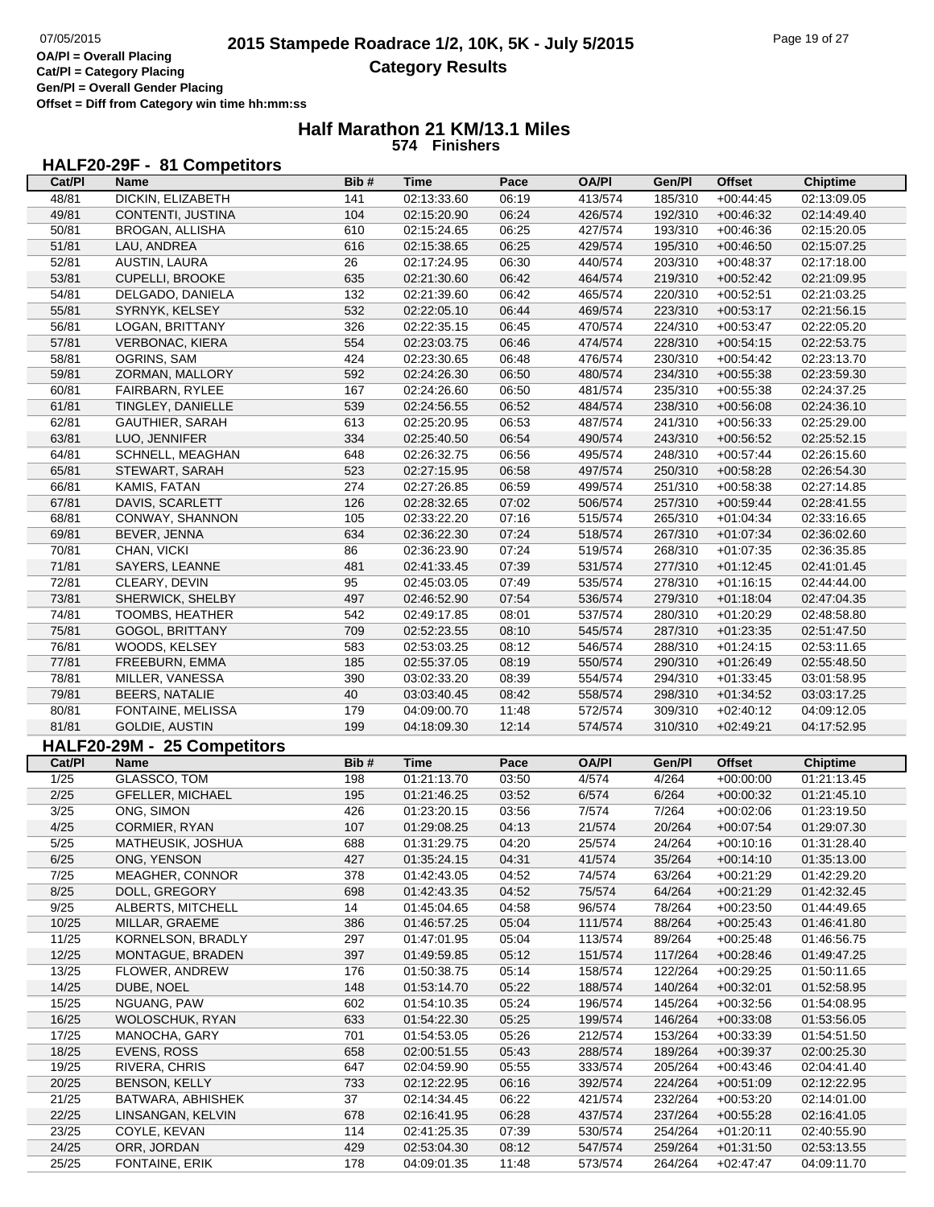OA/Pl = Overall Placing
Cat/Pl = Category Placing
Gen/Pl = Overall Gender Placing
Offset = Diff from Category win time hh:mm:ss

# 2015 Stampede Roadrace 1/2, 10K, 5K - July 5/2015

## Category Results

### Half Marathon 21 KM/13.1 Miles

**574 Finishers**

### HALF20-29F - 81 Competitors

| Cat/Pl | Name | Bib # | Time | Pace | OA/Pl | Gen/Pl | Offset | Chiptime |
|---|---|---|---|---|---|---|---|---|
| 48/81 | DICKIN, ELIZABETH | 141 | 02:13:33.60 | 06:19 | 413/574 | 185/310 | +00:44:45 | 02:13:09.05 |
| 49/81 | CONTENTI, JUSTINA | 104 | 02:15:20.90 | 06:24 | 426/574 | 192/310 | +00:46:32 | 02:14:49.40 |
| 50/81 | BROGAN, ALLISHA | 610 | 02:15:24.65 | 06:25 | 427/574 | 193/310 | +00:46:36 | 02:15:20.05 |
| 51/81 | LAU, ANDREA | 616 | 02:15:38.65 | 06:25 | 429/574 | 195/310 | +00:46:50 | 02:15:07.25 |
| 52/81 | AUSTIN, LAURA | 26 | 02:17:24.95 | 06:30 | 440/574 | 203/310 | +00:48:37 | 02:17:18.00 |
| 53/81 | CUPELLI, BROOKE | 635 | 02:21:30.60 | 06:42 | 464/574 | 219/310 | +00:52:42 | 02:21:09.95 |
| 54/81 | DELGADO, DANIELA | 132 | 02:21:39.60 | 06:42 | 465/574 | 220/310 | +00:52:51 | 02:21:03.25 |
| 55/81 | SYRNYK, KELSEY | 532 | 02:22:05.10 | 06:44 | 469/574 | 223/310 | +00:53:17 | 02:21:56.15 |
| 56/81 | LOGAN, BRITTANY | 326 | 02:22:35.15 | 06:45 | 470/574 | 224/310 | +00:53:47 | 02:22:05.20 |
| 57/81 | VERBONAC, KIERA | 554 | 02:23:03.75 | 06:46 | 474/574 | 228/310 | +00:54:15 | 02:22:53.75 |
| 58/81 | OGRINS, SAM | 424 | 02:23:30.65 | 06:48 | 476/574 | 230/310 | +00:54:42 | 02:23:13.70 |
| 59/81 | ZORMAN, MALLORY | 592 | 02:24:26.30 | 06:50 | 480/574 | 234/310 | +00:55:38 | 02:23:59.30 |
| 60/81 | FAIRBARN, RYLEE | 167 | 02:24:26.60 | 06:50 | 481/574 | 235/310 | +00:55:38 | 02:24:37.25 |
| 61/81 | TINGLEY, DANIELLE | 539 | 02:24:56.55 | 06:52 | 484/574 | 238/310 | +00:56:08 | 02:24:36.10 |
| 62/81 | GAUTHIER, SARAH | 613 | 02:25:20.95 | 06:53 | 487/574 | 241/310 | +00:56:33 | 02:25:29.00 |
| 63/81 | LUO, JENNIFER | 334 | 02:25:40.50 | 06:54 | 490/574 | 243/310 | +00:56:52 | 02:25:52.15 |
| 64/81 | SCHNELL, MEAGHAN | 648 | 02:26:32.75 | 06:56 | 495/574 | 248/310 | +00:57:44 | 02:26:15.60 |
| 65/81 | STEWART, SARAH | 523 | 02:27:15.95 | 06:58 | 497/574 | 250/310 | +00:58:28 | 02:26:54.30 |
| 66/81 | KAMIS, FATAN | 274 | 02:27:26.85 | 06:59 | 499/574 | 251/310 | +00:58:38 | 02:27:14.85 |
| 67/81 | DAVIS, SCARLETT | 126 | 02:28:32.65 | 07:02 | 506/574 | 257/310 | +00:59:44 | 02:28:41.55 |
| 68/81 | CONWAY, SHANNON | 105 | 02:33:22.20 | 07:16 | 515/574 | 265/310 | +01:04:34 | 02:33:16.65 |
| 69/81 | BEVER, JENNA | 634 | 02:36:22.30 | 07:24 | 518/574 | 267/310 | +01:07:34 | 02:36:02.60 |
| 70/81 | CHAN, VICKI | 86 | 02:36:23.90 | 07:24 | 519/574 | 268/310 | +01:07:35 | 02:36:35.85 |
| 71/81 | SAYERS, LEANNE | 481 | 02:41:33.45 | 07:39 | 531/574 | 277/310 | +01:12:45 | 02:41:01.45 |
| 72/81 | CLEARY, DEVIN | 95 | 02:45:03.05 | 07:49 | 535/574 | 278/310 | +01:16:15 | 02:44:44.00 |
| 73/81 | SHERWICK, SHELBY | 497 | 02:46:52.90 | 07:54 | 536/574 | 279/310 | +01:18:04 | 02:47:04.35 |
| 74/81 | TOOMBS, HEATHER | 542 | 02:49:17.85 | 08:01 | 537/574 | 280/310 | +01:20:29 | 02:48:58.80 |
| 75/81 | GOGOL, BRITTANY | 709 | 02:52:23.55 | 08:10 | 545/574 | 287/310 | +01:23:35 | 02:51:47.50 |
| 76/81 | WOODS, KELSEY | 583 | 02:53:03.25 | 08:12 | 546/574 | 288/310 | +01:24:15 | 02:53:11.65 |
| 77/81 | FREEBURN, EMMA | 185 | 02:55:37.05 | 08:19 | 550/574 | 290/310 | +01:26:49 | 02:55:48.50 |
| 78/81 | MILLER, VANESSA | 390 | 03:02:33.20 | 08:39 | 554/574 | 294/310 | +01:33:45 | 03:01:58.95 |
| 79/81 | BEERS, NATALIE | 40 | 03:03:40.45 | 08:42 | 558/574 | 298/310 | +01:34:52 | 03:03:17.25 |
| 80/81 | FONTAINE, MELISSA | 179 | 04:09:00.70 | 11:48 | 572/574 | 309/310 | +02:40:12 | 04:09:12.05 |
| 81/81 | GOLDIE, AUSTIN | 199 | 04:18:09.30 | 12:14 | 574/574 | 310/310 | +02:49:21 | 04:17:52.95 |

### HALF20-29M - 25 Competitors

| Cat/Pl | Name | Bib # | Time | Pace | OA/Pl | Gen/Pl | Offset | Chiptime |
|---|---|---|---|---|---|---|---|---|
| 1/25 | GLASSCO, TOM | 198 | 01:21:13.70 | 03:50 | 4/574 | 4/264 | +00:00:00 | 01:21:13.45 |
| 2/25 | GFELLER, MICHAEL | 195 | 01:21:46.25 | 03:52 | 6/574 | 6/264 | +00:00:32 | 01:21:45.10 |
| 3/25 | ONG, SIMON | 426 | 01:23:20.15 | 03:56 | 7/574 | 7/264 | +00:02:06 | 01:23:19.50 |
| 4/25 | CORMIER, RYAN | 107 | 01:29:08.25 | 04:13 | 21/574 | 20/264 | +00:07:54 | 01:29:07.30 |
| 5/25 | MATHEUSIK, JOSHUA | 688 | 01:31:29.75 | 04:20 | 25/574 | 24/264 | +00:10:16 | 01:31:28.40 |
| 6/25 | ONG, YENSON | 427 | 01:35:24.15 | 04:31 | 41/574 | 35/264 | +00:14:10 | 01:35:13.00 |
| 7/25 | MEAGHER, CONNOR | 378 | 01:42:43.05 | 04:52 | 74/574 | 63/264 | +00:21:29 | 01:42:29.20 |
| 8/25 | DOLL, GREGORY | 698 | 01:42:43.35 | 04:52 | 75/574 | 64/264 | +00:21:29 | 01:42:32.45 |
| 9/25 | ALBERTS, MITCHELL | 14 | 01:45:04.65 | 04:58 | 96/574 | 78/264 | +00:23:50 | 01:44:49.65 |
| 10/25 | MILLAR, GRAEME | 386 | 01:46:57.25 | 05:04 | 111/574 | 88/264 | +00:25:43 | 01:46:41.80 |
| 11/25 | KORNELSON, BRADLY | 297 | 01:47:01.95 | 05:04 | 113/574 | 89/264 | +00:25:48 | 01:46:56.75 |
| 12/25 | MONTAGUE, BRADEN | 397 | 01:49:59.85 | 05:12 | 151/574 | 117/264 | +00:28:46 | 01:49:47.25 |
| 13/25 | FLOWER, ANDREW | 176 | 01:50:38.75 | 05:14 | 158/574 | 122/264 | +00:29:25 | 01:50:11.65 |
| 14/25 | DUBE, NOEL | 148 | 01:53:14.70 | 05:22 | 188/574 | 140/264 | +00:32:01 | 01:52:58.95 |
| 15/25 | NGUANG, PAW | 602 | 01:54:10.35 | 05:24 | 196/574 | 145/264 | +00:32:56 | 01:54:08.95 |
| 16/25 | WOLOSCHUK, RYAN | 633 | 01:54:22.30 | 05:25 | 199/574 | 146/264 | +00:33:08 | 01:53:56.05 |
| 17/25 | MANOCHA, GARY | 701 | 01:54:53.05 | 05:26 | 212/574 | 153/264 | +00:33:39 | 01:54:51.50 |
| 18/25 | EVENS, ROSS | 658 | 02:00:51.55 | 05:43 | 288/574 | 189/264 | +00:39:37 | 02:00:25.30 |
| 19/25 | RIVERA, CHRIS | 647 | 02:04:59.90 | 05:55 | 333/574 | 205/264 | +00:43:46 | 02:04:41.40 |
| 20/25 | BENSON, KELLY | 733 | 02:12:22.95 | 06:16 | 392/574 | 224/264 | +00:51:09 | 02:12:22.95 |
| 21/25 | BATWARA, ABHISHEK | 37 | 02:14:34.45 | 06:22 | 421/574 | 232/264 | +00:53:20 | 02:14:01.00 |
| 22/25 | LINSANGAN, KELVIN | 678 | 02:16:41.95 | 06:28 | 437/574 | 237/264 | +00:55:28 | 02:16:41.05 |
| 23/25 | COYLE, KEVAN | 114 | 02:41:25.35 | 07:39 | 530/574 | 254/264 | +01:20:11 | 02:40:55.90 |
| 24/25 | ORR, JORDAN | 429 | 02:53:04.30 | 08:12 | 547/574 | 259/264 | +01:31:50 | 02:53:13.55 |
| 25/25 | FONTAINE, ERIK | 178 | 04:09:01.35 | 11:48 | 573/574 | 264/264 | +02:47:47 | 04:09:11.70 |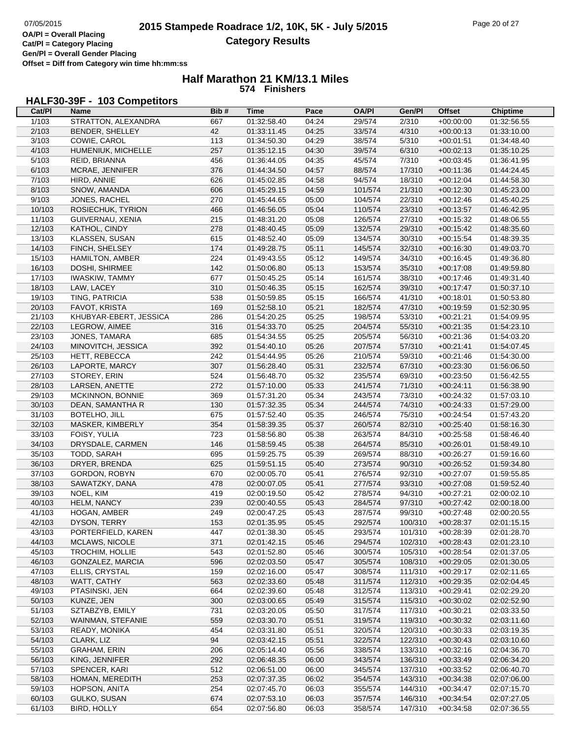# 2015 Stampede Roadrace 1/2, 10K, 5K - July 5/2015

## Category Results

OA/Pl = Overall Placing
Cat/Pl = Category Placing
Gen/Pl = Overall Gender Placing
Offset = Diff from Category win time hh:mm:ss

## Half Marathon 21 KM/13.1 Miles

**574 Finishers**

### HALF30-39F - 103 Competitors

| Cat/Pl | Name | Bib # | Time | Pace | OA/Pl | Gen/Pl | Offset | Chiptime |
|---|---|---|---|---|---|---|---|---|
| 1/103 | STRATTON, ALEXANDRA | 667 | 01:32:58.40 | 04:24 | 29/574 | 2/310 | +00:00:00 | 01:32:56.55 |
| 2/103 | BENDER, SHELLEY | 42 | 01:33:11.45 | 04:25 | 33/574 | 4/310 | +00:00:13 | 01:33:10.00 |
| 3/103 | COWIE, CAROL | 113 | 01:34:50.30 | 04:29 | 38/574 | 5/310 | +00:01:51 | 01:34:48.40 |
| 4/103 | HUMENIUK, MICHELLE | 257 | 01:35:12.15 | 04:30 | 39/574 | 6/310 | +00:02:13 | 01:35:10.25 |
| 5/103 | REID, BRIANNA | 456 | 01:36:44.05 | 04:35 | 45/574 | 7/310 | +00:03:45 | 01:36:41.95 |
| 6/103 | MCRAE, JENNIFER | 376 | 01:44:34.50 | 04:57 | 88/574 | 17/310 | +00:11:36 | 01:44:24.45 |
| 7/103 | HIRD, ANNIE | 626 | 01:45:02.85 | 04:58 | 94/574 | 18/310 | +00:12:04 | 01:44:58.30 |
| 8/103 | SNOW, AMANDA | 606 | 01:45:29.15 | 04:59 | 101/574 | 21/310 | +00:12:30 | 01:45:23.00 |
| 9/103 | JONES, RACHEL | 270 | 01:45:44.65 | 05:00 | 104/574 | 22/310 | +00:12:46 | 01:45:40.25 |
| 10/103 | ROSIECHUK, TYRION | 466 | 01:46:56.05 | 05:04 | 110/574 | 23/310 | +00:13:57 | 01:46:42.95 |
| 11/103 | GUIVERNAU, XENIA | 215 | 01:48:31.20 | 05:08 | 126/574 | 27/310 | +00:15:32 | 01:48:06.55 |
| 12/103 | KATHOL, CINDY | 278 | 01:48:40.45 | 05:09 | 132/574 | 29/310 | +00:15:42 | 01:48:35.60 |
| 13/103 | KLASSEN, SUSAN | 615 | 01:48:52.40 | 05:09 | 134/574 | 30/310 | +00:15:54 | 01:48:39.35 |
| 14/103 | FINCH, SHELSEY | 174 | 01:49:28.75 | 05:11 | 145/574 | 32/310 | +00:16:30 | 01:49:03.70 |
| 15/103 | HAMILTON, AMBER | 224 | 01:49:43.55 | 05:12 | 149/574 | 34/310 | +00:16:45 | 01:49:36.80 |
| 16/103 | DOSHI, SHIRMEE | 142 | 01:50:06.80 | 05:13 | 153/574 | 35/310 | +00:17:08 | 01:49:59.80 |
| 17/103 | IWASKIW, TAMMY | 677 | 01:50:45.25 | 05:14 | 161/574 | 38/310 | +00:17:46 | 01:49:31.40 |
| 18/103 | LAW, LACEY | 310 | 01:50:46.35 | 05:15 | 162/574 | 39/310 | +00:17:47 | 01:50:37.10 |
| 19/103 | TING, PATRICIA | 538 | 01:50:59.85 | 05:15 | 166/574 | 41/310 | +00:18:01 | 01:50:53.80 |
| 20/103 | FAVOT, KRISTA | 169 | 01:52:58.10 | 05:21 | 182/574 | 47/310 | +00:19:59 | 01:52:30.95 |
| 21/103 | KHUBYAR-EBERT, JESSICA | 286 | 01:54:20.25 | 05:25 | 198/574 | 53/310 | +00:21:21 | 01:54:09.95 |
| 22/103 | LEGROW, AIMEE | 316 | 01:54:33.70 | 05:25 | 204/574 | 55/310 | +00:21:35 | 01:54:23.10 |
| 23/103 | JONES, TAMARA | 685 | 01:54:34.55 | 05:25 | 205/574 | 56/310 | +00:21:36 | 01:54:03.20 |
| 24/103 | MINOVITCH, JESSICA | 392 | 01:54:40.10 | 05:26 | 207/574 | 57/310 | +00:21:41 | 01:54:07.45 |
| 25/103 | HETT, REBECCA | 242 | 01:54:44.95 | 05:26 | 210/574 | 59/310 | +00:21:46 | 01:54:30.00 |
| 26/103 | LAPORTE, MARCY | 307 | 01:56:28.40 | 05:31 | 232/574 | 67/310 | +00:23:30 | 01:56:06.50 |
| 27/103 | STOREY, ERIN | 524 | 01:56:48.70 | 05:32 | 235/574 | 69/310 | +00:23:50 | 01:56:42.55 |
| 28/103 | LARSEN, ANETTE | 272 | 01:57:10.00 | 05:33 | 241/574 | 71/310 | +00:24:11 | 01:56:38.90 |
| 29/103 | MCKINNON, BONNIE | 369 | 01:57:31.20 | 05:34 | 243/574 | 73/310 | +00:24:32 | 01:57:03.10 |
| 30/103 | DEAN, SAMANTHA R | 130 | 01:57:32.35 | 05:34 | 244/574 | 74/310 | +00:24:33 | 01:57:29.00 |
| 31/103 | BOTELHO, JILL | 675 | 01:57:52.40 | 05:35 | 246/574 | 75/310 | +00:24:54 | 01:57:43.20 |
| 32/103 | MASKER, KIMBERLY | 354 | 01:58:39.35 | 05:37 | 260/574 | 82/310 | +00:25:40 | 01:58:16.30 |
| 33/103 | FOISY, YULIA | 723 | 01:58:56.80 | 05:38 | 263/574 | 84/310 | +00:25:58 | 01:58:46.40 |
| 34/103 | DRYSDALE, CARMEN | 146 | 01:58:59.45 | 05:38 | 264/574 | 85/310 | +00:26:01 | 01:58:49.10 |
| 35/103 | TODD, SARAH | 695 | 01:59:25.75 | 05:39 | 269/574 | 88/310 | +00:26:27 | 01:59:16.60 |
| 36/103 | DRYER, BRENDA | 625 | 01:59:51.15 | 05:40 | 273/574 | 90/310 | +00:26:52 | 01:59:34.80 |
| 37/103 | GORDON, ROBYN | 670 | 02:00:05.70 | 05:41 | 276/574 | 92/310 | +00:27:07 | 01:59:55.85 |
| 38/103 | SAWATZKY, DANA | 478 | 02:00:07.05 | 05:41 | 277/574 | 93/310 | +00:27:08 | 01:59:52.40 |
| 39/103 | NOEL, KIM | 419 | 02:00:19.50 | 05:42 | 278/574 | 94/310 | +00:27:21 | 02:00:02.10 |
| 40/103 | HELM, NANCY | 239 | 02:00:40.55 | 05:43 | 284/574 | 97/310 | +00:27:42 | 02:00:18.00 |
| 41/103 | HOGAN, AMBER | 249 | 02:00:47.25 | 05:43 | 287/574 | 99/310 | +00:27:48 | 02:00:20.55 |
| 42/103 | DYSON, TERRY | 153 | 02:01:35.95 | 05:45 | 292/574 | 100/310 | +00:28:37 | 02:01:15.15 |
| 43/103 | PORTERFIELD, KAREN | 447 | 02:01:38.30 | 05:45 | 293/574 | 101/310 | +00:28:39 | 02:01:28.70 |
| 44/103 | MCLAWS, NICOLE | 371 | 02:01:42.15 | 05:46 | 294/574 | 102/310 | +00:28:43 | 02:01:23.10 |
| 45/103 | TROCHIM, HOLLIE | 543 | 02:01:52.80 | 05:46 | 300/574 | 105/310 | +00:28:54 | 02:01:37.05 |
| 46/103 | GONZALEZ, MARCIA | 596 | 02:02:03.50 | 05:47 | 305/574 | 108/310 | +00:29:05 | 02:01:30.05 |
| 47/103 | ELLIS, CRYSTAL | 159 | 02:02:16.00 | 05:47 | 308/574 | 111/310 | +00:29:17 | 02:02:11.65 |
| 48/103 | WATT, CATHY | 563 | 02:02:33.60 | 05:48 | 311/574 | 112/310 | +00:29:35 | 02:02:04.45 |
| 49/103 | PTASINSKI, JEN | 664 | 02:02:39.60 | 05:48 | 312/574 | 113/310 | +00:29:41 | 02:02:29.20 |
| 50/103 | KUNZE, JEN | 300 | 02:03:00.65 | 05:49 | 315/574 | 115/310 | +00:30:02 | 02:02:52.90 |
| 51/103 | SZTABZYB, EMILY | 731 | 02:03:20.05 | 05:50 | 317/574 | 117/310 | +00:30:21 | 02:03:33.50 |
| 52/103 | WAINMAN, STEFANIE | 559 | 02:03:30.70 | 05:51 | 319/574 | 119/310 | +00:30:32 | 02:03:11.60 |
| 53/103 | READY, MONIKA | 454 | 02:03:31.80 | 05:51 | 320/574 | 120/310 | +00:30:33 | 02:03:19.35 |
| 54/103 | CLARK, LIZ | 94 | 02:03:42.15 | 05:51 | 322/574 | 122/310 | +00:30:43 | 02:03:10.60 |
| 55/103 | GRAHAM, ERIN | 206 | 02:05:14.40 | 05:56 | 338/574 | 133/310 | +00:32:16 | 02:04:36.70 |
| 56/103 | KING, JENNIFER | 292 | 02:06:48.35 | 06:00 | 343/574 | 136/310 | +00:33:49 | 02:06:34.20 |
| 57/103 | SPENCER, KARI | 512 | 02:06:51.00 | 06:00 | 345/574 | 137/310 | +00:33:52 | 02:06:40.70 |
| 58/103 | HOMAN, MEREDITH | 253 | 02:07:37.35 | 06:02 | 354/574 | 143/310 | +00:34:38 | 02:07:06.00 |
| 59/103 | HOPSON, ANITA | 254 | 02:07:45.70 | 06:03 | 355/574 | 144/310 | +00:34:47 | 02:07:15.70 |
| 60/103 | GULKO, SUSAN | 674 | 02:07:53.10 | 06:03 | 357/574 | 146/310 | +00:34:54 | 02:07:27.05 |
| 61/103 | BIRD, HOLLY | 654 | 02:07:56.80 | 06:03 | 358/574 | 147/310 | +00:34:58 | 02:07:36.55 |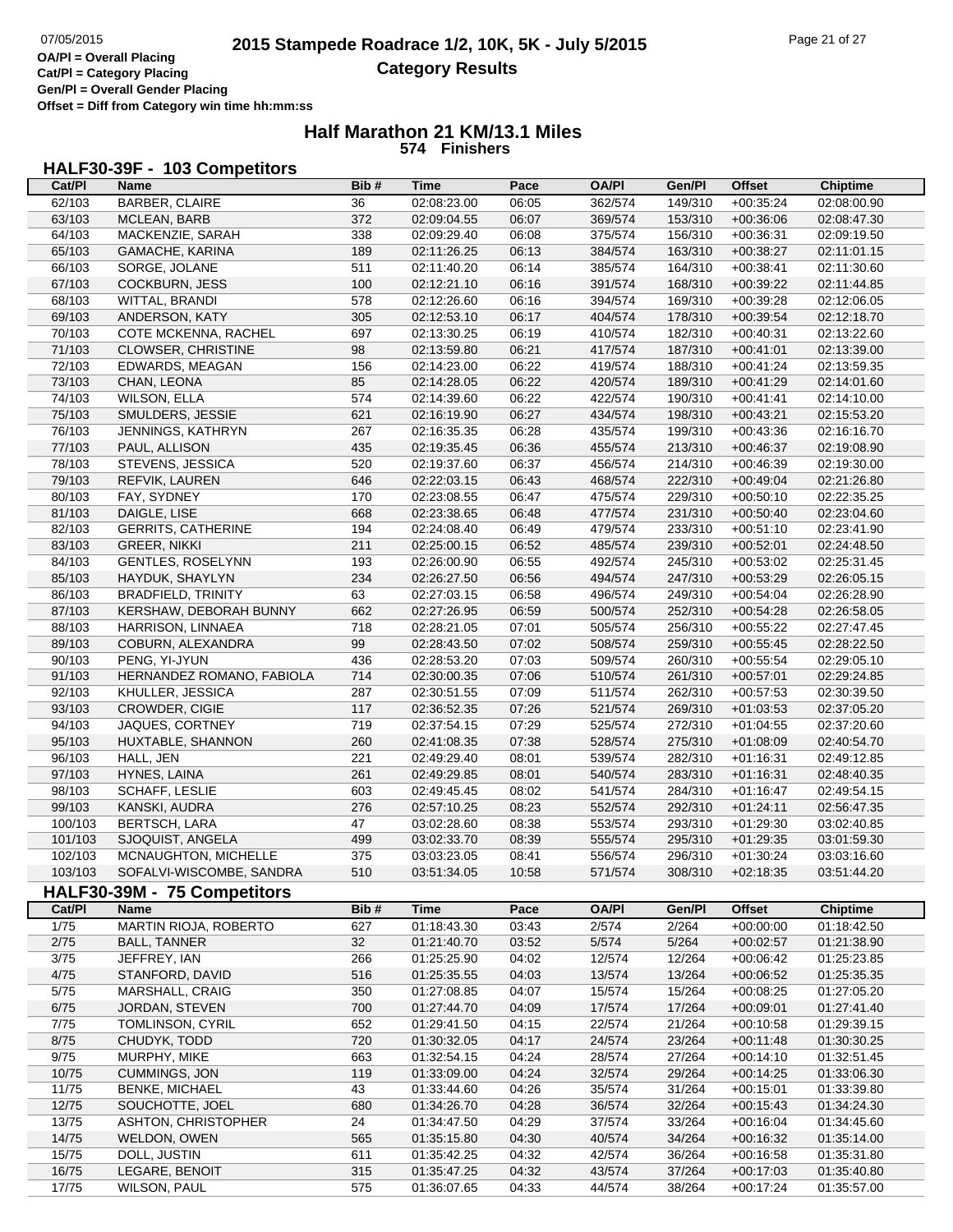# 2015 Stampede Roadrace 1/2, 10K, 5K - July 5/2015

**Category Results**

OA/Pl = Overall Placing
Cat/Pl = Category Placing
Gen/Pl = Overall Gender Placing
Offset = Diff from Category win time hh:mm:ss

## Half Marathon 21 KM/13.1 Miles

**574 Finishers**

### HALF30-39F - 103 Competitors

| Cat/Pl | Name | Bib # | Time | Pace | OA/Pl | Gen/Pl | Offset | Chiptime |
|---|---|---|---|---|---|---|---|---|
| 62/103 | BARBER, CLAIRE | 36 | 02:08:23.00 | 06:05 | 362/574 | 149/310 | +00:35:24 | 02:08:00.90 |
| 63/103 | MCLEAN, BARB | 372 | 02:09:04.55 | 06:07 | 369/574 | 153/310 | +00:36:06 | 02:08:47.30 |
| 64/103 | MACKENZIE, SARAH | 338 | 02:09:29.40 | 06:08 | 375/574 | 156/310 | +00:36:31 | 02:09:19.50 |
| 65/103 | GAMACHE, KARINA | 189 | 02:11:26.25 | 06:13 | 384/574 | 163/310 | +00:38:27 | 02:11:01.15 |
| 66/103 | SORGE, JOLANE | 511 | 02:11:40.20 | 06:14 | 385/574 | 164/310 | +00:38:41 | 02:11:30.60 |
| 67/103 | COCKBURN, JESS | 100 | 02:12:21.10 | 06:16 | 391/574 | 168/310 | +00:39:22 | 02:11:44.85 |
| 68/103 | WITTAL, BRANDI | 578 | 02:12:26.60 | 06:16 | 394/574 | 169/310 | +00:39:28 | 02:12:06.05 |
| 69/103 | ANDERSON, KATY | 305 | 02:12:53.10 | 06:17 | 404/574 | 178/310 | +00:39:54 | 02:12:18.70 |
| 70/103 | COTE MCKENNA, RACHEL | 697 | 02:13:30.25 | 06:19 | 410/574 | 182/310 | +00:40:31 | 02:13:22.60 |
| 71/103 | CLOWSER, CHRISTINE | 98 | 02:13:59.80 | 06:21 | 417/574 | 187/310 | +00:41:01 | 02:13:39.00 |
| 72/103 | EDWARDS, MEAGAN | 156 | 02:14:23.00 | 06:22 | 419/574 | 188/310 | +00:41:24 | 02:13:59.35 |
| 73/103 | CHAN, LEONA | 85 | 02:14:28.05 | 06:22 | 420/574 | 189/310 | +00:41:29 | 02:14:01.60 |
| 74/103 | WILSON, ELLA | 574 | 02:14:39.60 | 06:22 | 422/574 | 190/310 | +00:41:41 | 02:14:10.00 |
| 75/103 | SMULDERS, JESSIE | 621 | 02:16:19.90 | 06:27 | 434/574 | 198/310 | +00:43:21 | 02:15:53.20 |
| 76/103 | JENNINGS, KATHRYN | 267 | 02:16:35.35 | 06:28 | 435/574 | 199/310 | +00:43:36 | 02:16:16.70 |
| 77/103 | PAUL, ALLISON | 435 | 02:19:35.45 | 06:36 | 455/574 | 213/310 | +00:46:37 | 02:19:08.90 |
| 78/103 | STEVENS, JESSICA | 520 | 02:19:37.60 | 06:37 | 456/574 | 214/310 | +00:46:39 | 02:19:30.00 |
| 79/103 | REFVIK, LAUREN | 646 | 02:22:03.15 | 06:43 | 468/574 | 222/310 | +00:49:04 | 02:21:26.80 |
| 80/103 | FAY, SYDNEY | 170 | 02:23:08.55 | 06:47 | 475/574 | 229/310 | +00:50:10 | 02:22:35.25 |
| 81/103 | DAIGLE, LISE | 668 | 02:23:38.65 | 06:48 | 477/574 | 231/310 | +00:50:40 | 02:23:04.60 |
| 82/103 | GERRITS, CATHERINE | 194 | 02:24:08.40 | 06:49 | 479/574 | 233/310 | +00:51:10 | 02:23:41.90 |
| 83/103 | GREER, NIKKI | 211 | 02:25:00.15 | 06:52 | 485/574 | 239/310 | +00:52:01 | 02:24:48.50 |
| 84/103 | GENTLES, ROSELYNN | 193 | 02:26:00.90 | 06:55 | 492/574 | 245/310 | +00:53:02 | 02:25:31.45 |
| 85/103 | HAYDUK, SHAYLYN | 234 | 02:26:27.50 | 06:56 | 494/574 | 247/310 | +00:53:29 | 02:26:05.15 |
| 86/103 | BRADFIELD, TRINITY | 63 | 02:27:03.15 | 06:58 | 496/574 | 249/310 | +00:54:04 | 02:26:28.90 |
| 87/103 | KERSHAW, DEBORAH BUNNY | 662 | 02:27:26.95 | 06:59 | 500/574 | 252/310 | +00:54:28 | 02:26:58.05 |
| 88/103 | HARRISON, LINNAEA | 718 | 02:28:21.05 | 07:01 | 505/574 | 256/310 | +00:55:22 | 02:27:47.45 |
| 89/103 | COBURN, ALEXANDRA | 99 | 02:28:43.50 | 07:02 | 508/574 | 259/310 | +00:55:45 | 02:28:22.50 |
| 90/103 | PENG, YI-JYUN | 436 | 02:28:53.20 | 07:03 | 509/574 | 260/310 | +00:55:54 | 02:29:05.10 |
| 91/103 | HERNANDEZ ROMANO, FABIOLA | 714 | 02:30:00.35 | 07:06 | 510/574 | 261/310 | +00:57:01 | 02:29:24.85 |
| 92/103 | KHULLER, JESSICA | 287 | 02:30:51.55 | 07:09 | 511/574 | 262/310 | +00:57:53 | 02:30:39.50 |
| 93/103 | CROWDER, CIGIE | 117 | 02:36:52.35 | 07:26 | 521/574 | 269/310 | +01:03:53 | 02:37:05.20 |
| 94/103 | JAQUES, CORTNEY | 719 | 02:37:54.15 | 07:29 | 525/574 | 272/310 | +01:04:55 | 02:37:20.60 |
| 95/103 | HUXTABLE, SHANNON | 260 | 02:41:08.35 | 07:38 | 528/574 | 275/310 | +01:08:09 | 02:40:54.70 |
| 96/103 | HALL, JEN | 221 | 02:49:29.40 | 08:01 | 539/574 | 282/310 | +01:16:31 | 02:49:12.85 |
| 97/103 | HYNES, LAINA | 261 | 02:49:29.85 | 08:01 | 540/574 | 283/310 | +01:16:31 | 02:48:40.35 |
| 98/103 | SCHAFF, LESLIE | 603 | 02:49:45.45 | 08:02 | 541/574 | 284/310 | +01:16:47 | 02:49:54.15 |
| 99/103 | KANSKI, AUDRA | 276 | 02:57:10.25 | 08:23 | 552/574 | 292/310 | +01:24:11 | 02:56:47.35 |
| 100/103 | BERTSCH, LARA | 47 | 03:02:28.60 | 08:38 | 553/574 | 293/310 | +01:29:30 | 03:02:40.85 |
| 101/103 | SJOQUIST, ANGELA | 499 | 03:02:33.70 | 08:39 | 555/574 | 295/310 | +01:29:35 | 03:01:59.30 |
| 102/103 | MCNAUGHTON, MICHELLE | 375 | 03:03:23.05 | 08:41 | 556/574 | 296/310 | +01:30:24 | 03:03:16.60 |
| 103/103 | SOFALVI-WISCOMBE, SANDRA | 510 | 03:51:34.05 | 10:58 | 571/574 | 308/310 | +02:18:35 | 03:51:44.20 |

### HALF30-39M - 75 Competitors

| Cat/Pl | Name | Bib # | Time | Pace | OA/Pl | Gen/Pl | Offset | Chiptime |
|---|---|---|---|---|---|---|---|---|
| 1/75 | MARTIN RIOJA, ROBERTO | 627 | 01:18:43.30 | 03:43 | 2/574 | 2/264 | +00:00:00 | 01:18:42.50 |
| 2/75 | BALL, TANNER | 32 | 01:21:40.70 | 03:52 | 5/574 | 5/264 | +00:02:57 | 01:21:38.90 |
| 3/75 | JEFFREY, IAN | 266 | 01:25:25.90 | 04:02 | 12/574 | 12/264 | +00:06:42 | 01:25:23.85 |
| 4/75 | STANFORD, DAVID | 516 | 01:25:35.55 | 04:03 | 13/574 | 13/264 | +00:06:52 | 01:25:35.35 |
| 5/75 | MARSHALL, CRAIG | 350 | 01:27:08.85 | 04:07 | 15/574 | 15/264 | +00:08:25 | 01:27:05.20 |
| 6/75 | JORDAN, STEVEN | 700 | 01:27:44.70 | 04:09 | 17/574 | 17/264 | +00:09:01 | 01:27:41.40 |
| 7/75 | TOMLINSON, CYRIL | 652 | 01:29:41.50 | 04:15 | 22/574 | 21/264 | +00:10:58 | 01:29:39.15 |
| 8/75 | CHUDYK, TODD | 720 | 01:30:32.05 | 04:17 | 24/574 | 23/264 | +00:11:48 | 01:30:30.25 |
| 9/75 | MURPHY, MIKE | 663 | 01:32:54.15 | 04:24 | 28/574 | 27/264 | +00:14:10 | 01:32:51.45 |
| 10/75 | CUMMINGS, JON | 119 | 01:33:09.00 | 04:24 | 32/574 | 29/264 | +00:14:25 | 01:33:06.30 |
| 11/75 | BENKE, MICHAEL | 43 | 01:33:44.60 | 04:26 | 35/574 | 31/264 | +00:15:01 | 01:33:39.80 |
| 12/75 | SOUCHOTTE, JOEL | 680 | 01:34:26.70 | 04:28 | 36/574 | 32/264 | +00:15:43 | 01:34:24.30 |
| 13/75 | ASHTON, CHRISTOPHER | 24 | 01:34:47.50 | 04:29 | 37/574 | 33/264 | +00:16:04 | 01:34:45.60 |
| 14/75 | WELDON, OWEN | 565 | 01:35:15.80 | 04:30 | 40/574 | 34/264 | +00:16:32 | 01:35:14.00 |
| 15/75 | DOLL, JUSTIN | 611 | 01:35:42.25 | 04:32 | 42/574 | 36/264 | +00:16:58 | 01:35:31.80 |
| 16/75 | LEGARE, BENOIT | 315 | 01:35:47.25 | 04:32 | 43/574 | 37/264 | +00:17:03 | 01:35:40.80 |
| 17/75 | WILSON, PAUL | 575 | 01:36:07.65 | 04:33 | 44/574 | 38/264 | +00:17:24 | 01:35:57.00 |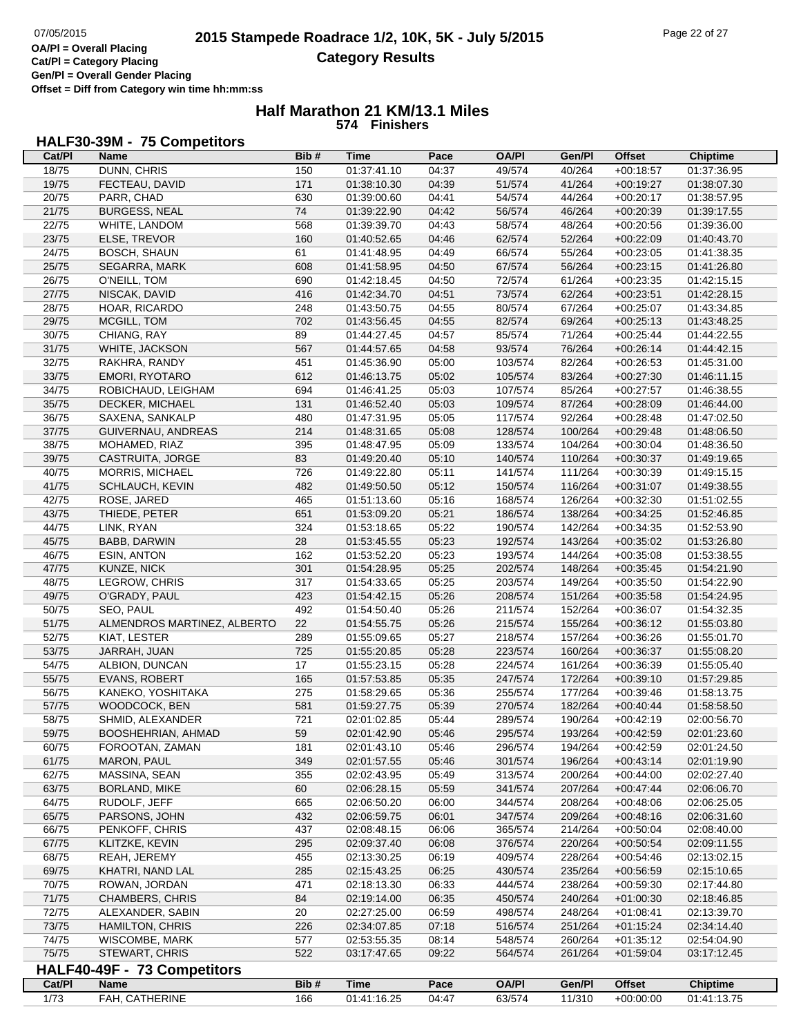OA/Pl = Overall Placing
Cat/Pl = Category Placing
Gen/Pl = Overall Gender Placing
Offset = Diff from Category win time hh:mm:ss

# 2015 Stampede Roadrace 1/2, 10K, 5K - July 5/2015

## Category Results

## Half Marathon 21 KM/13.1 Miles

**574 Finishers**

### HALF30-39M - 75 Competitors

| Cat/Pl | Name | Bib # | Time | Pace | OA/Pl | Gen/Pl | Offset | Chiptime |
|---|---|---|---|---|---|---|---|---|
| 18/75 | DUNN, CHRIS | 150 | 01:37:41.10 | 04:37 | 49/574 | 40/264 | +00:18:57 | 01:37:36.95 |
| 19/75 | FECTEAU, DAVID | 171 | 01:38:10.30 | 04:39 | 51/574 | 41/264 | +00:19:27 | 01:38:07.30 |
| 20/75 | PARR, CHAD | 630 | 01:39:00.60 | 04:41 | 54/574 | 44/264 | +00:20:17 | 01:38:57.95 |
| 21/75 | BURGESS, NEAL | 74 | 01:39:22.90 | 04:42 | 56/574 | 46/264 | +00:20:39 | 01:39:17.55 |
| 22/75 | WHITE, LANDOM | 568 | 01:39:39.70 | 04:43 | 58/574 | 48/264 | +00:20:56 | 01:39:36.00 |
| 23/75 | ELSE, TREVOR | 160 | 01:40:52.65 | 04:46 | 62/574 | 52/264 | +00:22:09 | 01:40:43.70 |
| 24/75 | BOSCH, SHAUN | 61 | 01:41:48.95 | 04:49 | 66/574 | 55/264 | +00:23:05 | 01:41:38.35 |
| 25/75 | SEGARRA, MARK | 608 | 01:41:58.95 | 04:50 | 67/574 | 56/264 | +00:23:15 | 01:41:26.80 |
| 26/75 | O'NEILL, TOM | 690 | 01:42:18.45 | 04:50 | 72/574 | 61/264 | +00:23:35 | 01:42:15.15 |
| 27/75 | NISCAK, DAVID | 416 | 01:42:34.70 | 04:51 | 73/574 | 62/264 | +00:23:51 | 01:42:28.15 |
| 28/75 | HOAR, RICARDO | 248 | 01:43:50.75 | 04:55 | 80/574 | 67/264 | +00:25:07 | 01:43:34.85 |
| 29/75 | MCGILL, TOM | 702 | 01:43:56.45 | 04:55 | 82/574 | 69/264 | +00:25:13 | 01:43:48.25 |
| 30/75 | CHIANG, RAY | 89 | 01:44:27.45 | 04:57 | 85/574 | 71/264 | +00:25:44 | 01:44:22.55 |
| 31/75 | WHITE, JACKSON | 567 | 01:44:57.65 | 04:58 | 93/574 | 76/264 | +00:26:14 | 01:44:42.15 |
| 32/75 | RAKHRA, RANDY | 451 | 01:45:36.90 | 05:00 | 103/574 | 82/264 | +00:26:53 | 01:45:31.00 |
| 33/75 | EMORI, RYOTARO | 612 | 01:46:13.75 | 05:02 | 105/574 | 83/264 | +00:27:30 | 01:46:11.15 |
| 34/75 | ROBICHAUD, LEIGHAM | 694 | 01:46:41.25 | 05:03 | 107/574 | 85/264 | +00:27:57 | 01:46:38.55 |
| 35/75 | DECKER, MICHAEL | 131 | 01:46:52.40 | 05:03 | 109/574 | 87/264 | +00:28:09 | 01:46:44.00 |
| 36/75 | SAXENA, SANKALP | 480 | 01:47:31.95 | 05:05 | 117/574 | 92/264 | +00:28:48 | 01:47:02.50 |
| 37/75 | GUIVERNAU, ANDREAS | 214 | 01:48:31.65 | 05:08 | 128/574 | 100/264 | +00:29:48 | 01:48:06.50 |
| 38/75 | MOHAMED, RIAZ | 395 | 01:48:47.95 | 05:09 | 133/574 | 104/264 | +00:30:04 | 01:48:36.50 |
| 39/75 | CASTRUITA, JORGE | 83 | 01:49:20.40 | 05:10 | 140/574 | 110/264 | +00:30:37 | 01:49:19.65 |
| 40/75 | MORRIS, MICHAEL | 726 | 01:49:22.80 | 05:11 | 141/574 | 111/264 | +00:30:39 | 01:49:15.15 |
| 41/75 | SCHLAUCH, KEVIN | 482 | 01:49:50.50 | 05:12 | 150/574 | 116/264 | +00:31:07 | 01:49:38.55 |
| 42/75 | ROSE, JARED | 465 | 01:51:13.60 | 05:16 | 168/574 | 126/264 | +00:32:30 | 01:51:02.55 |
| 43/75 | THIEDE, PETER | 651 | 01:53:09.20 | 05:21 | 186/574 | 138/264 | +00:34:25 | 01:52:46.85 |
| 44/75 | LINK, RYAN | 324 | 01:53:18.65 | 05:22 | 190/574 | 142/264 | +00:34:35 | 01:52:53.90 |
| 45/75 | BABB, DARWIN | 28 | 01:53:45.55 | 05:23 | 192/574 | 143/264 | +00:35:02 | 01:53:26.80 |
| 46/75 | ESIN, ANTON | 162 | 01:53:52.20 | 05:23 | 193/574 | 144/264 | +00:35:08 | 01:53:38.55 |
| 47/75 | KUNZE, NICK | 301 | 01:54:28.95 | 05:25 | 202/574 | 148/264 | +00:35:45 | 01:54:21.90 |
| 48/75 | LEGROW, CHRIS | 317 | 01:54:33.65 | 05:25 | 203/574 | 149/264 | +00:35:50 | 01:54:22.90 |
| 49/75 | O'GRADY, PAUL | 423 | 01:54:42.15 | 05:26 | 208/574 | 151/264 | +00:35:58 | 01:54:24.95 |
| 50/75 | SEO, PAUL | 492 | 01:54:50.40 | 05:26 | 211/574 | 152/264 | +00:36:07 | 01:54:32.35 |
| 51/75 | ALMENDROS MARTINEZ, ALBERTO | 22 | 01:54:55.75 | 05:26 | 215/574 | 155/264 | +00:36:12 | 01:55:03.80 |
| 52/75 | KIAT, LESTER | 289 | 01:55:09.65 | 05:27 | 218/574 | 157/264 | +00:36:26 | 01:55:01.70 |
| 53/75 | JARRAH, JUAN | 725 | 01:55:20.85 | 05:28 | 223/574 | 160/264 | +00:36:37 | 01:55:08.20 |
| 54/75 | ALBION, DUNCAN | 17 | 01:55:23.15 | 05:28 | 224/574 | 161/264 | +00:36:39 | 01:55:05.40 |
| 55/75 | EVANS, ROBERT | 165 | 01:57:53.85 | 05:35 | 247/574 | 172/264 | +00:39:10 | 01:57:29.85 |
| 56/75 | KANEKO, YOSHITAKA | 275 | 01:58:29.65 | 05:36 | 255/574 | 177/264 | +00:39:46 | 01:58:13.75 |
| 57/75 | WOODCOCK, BEN | 581 | 01:59:27.75 | 05:39 | 270/574 | 182/264 | +00:40:44 | 01:58:58.50 |
| 58/75 | SHMID, ALEXANDER | 721 | 02:01:02.85 | 05:44 | 289/574 | 190/264 | +00:42:19 | 02:00:56.70 |
| 59/75 | BOOSHEHRIAN, AHMAD | 59 | 02:01:42.90 | 05:46 | 295/574 | 193/264 | +00:42:59 | 02:01:23.60 |
| 60/75 | FOROOTAN, ZAMAN | 181 | 02:01:43.10 | 05:46 | 296/574 | 194/264 | +00:42:59 | 02:01:24.50 |
| 61/75 | MARON, PAUL | 349 | 02:01:57.55 | 05:46 | 301/574 | 196/264 | +00:43:14 | 02:01:19.90 |
| 62/75 | MASSINA, SEAN | 355 | 02:02:43.95 | 05:49 | 313/574 | 200/264 | +00:44:00 | 02:02:27.40 |
| 63/75 | BORLAND, MIKE | 60 | 02:06:28.15 | 05:59 | 341/574 | 207/264 | +00:47:44 | 02:06:06.70 |
| 64/75 | RUDOLF, JEFF | 665 | 02:06:50.20 | 06:00 | 344/574 | 208/264 | +00:48:06 | 02:06:25.05 |
| 65/75 | PARSONS, JOHN | 432 | 02:06:59.75 | 06:01 | 347/574 | 209/264 | +00:48:16 | 02:06:31.60 |
| 66/75 | PENKOFF, CHRIS | 437 | 02:08:48.15 | 06:06 | 365/574 | 214/264 | +00:50:04 | 02:08:40.00 |
| 67/75 | KLITZKE, KEVIN | 295 | 02:09:37.40 | 06:08 | 376/574 | 220/264 | +00:50:54 | 02:09:11.55 |
| 68/75 | REAH, JEREMY | 455 | 02:13:30.25 | 06:19 | 409/574 | 228/264 | +00:54:46 | 02:13:02.15 |
| 69/75 | KHATRI, NAND LAL | 285 | 02:15:43.25 | 06:25 | 430/574 | 235/264 | +00:56:59 | 02:15:10.65 |
| 70/75 | ROWAN, JORDAN | 471 | 02:18:13.30 | 06:33 | 444/574 | 238/264 | +00:59:30 | 02:17:44.80 |
| 71/75 | CHAMBERS, CHRIS | 84 | 02:19:14.00 | 06:35 | 450/574 | 240/264 | +01:00:30 | 02:18:46.85 |
| 72/75 | ALEXANDER, SABIN | 20 | 02:27:25.00 | 06:59 | 498/574 | 248/264 | +01:08:41 | 02:13:39.70 |
| 73/75 | HAMILTON, CHRIS | 226 | 02:34:07.85 | 07:18 | 516/574 | 251/264 | +01:15:24 | 02:34:14.40 |
| 74/75 | WISCOMBE, MARK | 577 | 02:53:55.35 | 08:14 | 548/574 | 260/264 | +01:35:12 | 02:54:04.90 |
| 75/75 | STEWART, CHRIS | 522 | 03:17:47.65 | 09:22 | 564/574 | 261/264 | +01:59:04 | 03:17:12.45 |

### HALF40-49F - 73 Competitors

| Cat/Pl | Name | Bib # | Time | Pace | OA/Pl | Gen/Pl | Offset | Chiptime |
|---|---|---|---|---|---|---|---|---|
| 1/73 | FAH, CATHERINE | 166 | 01:41:16.25 | 04:47 | 63/574 | 11/310 | +00:00:00 | 01:41:13.75 |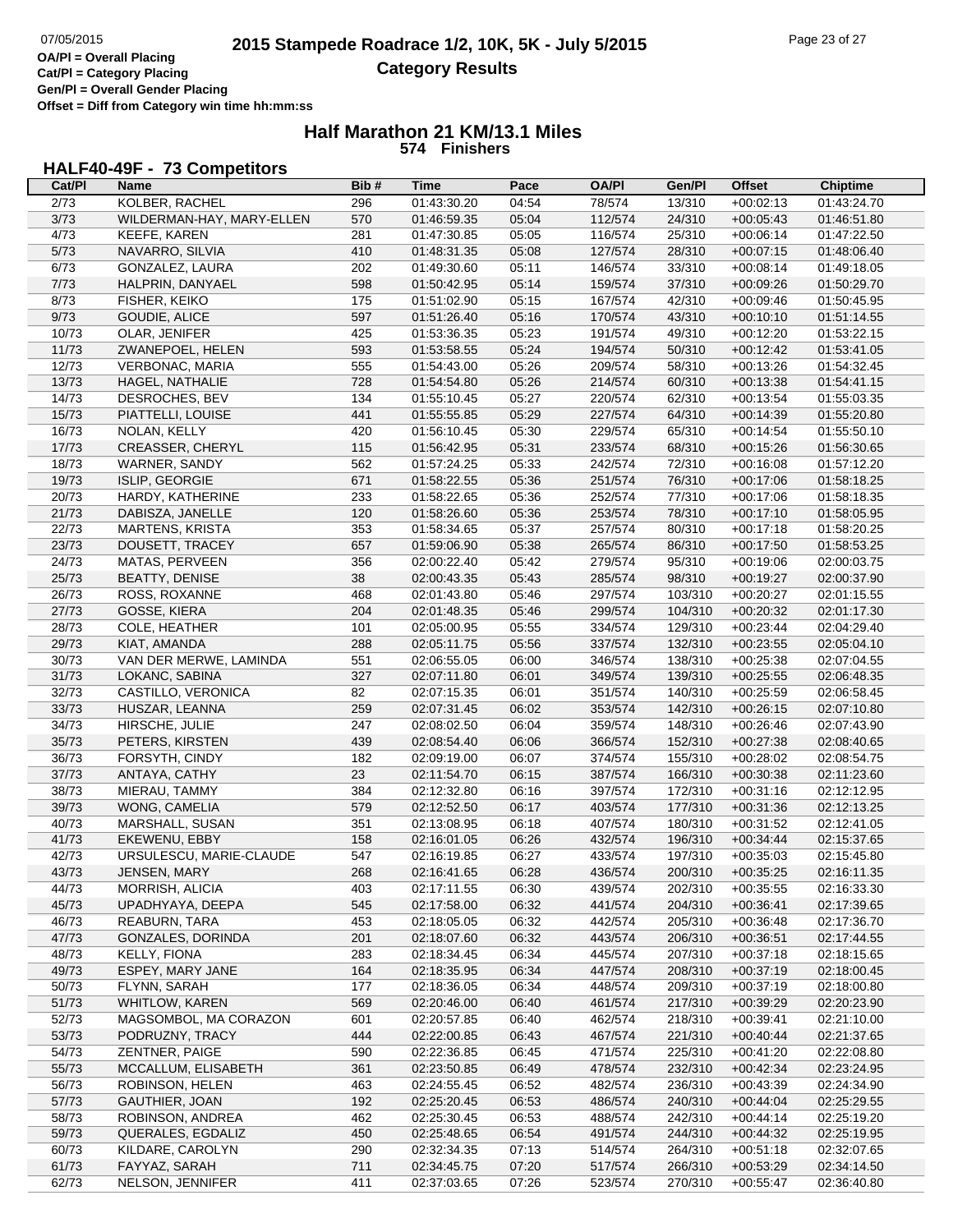# 2015 Stampede Roadrace 1/2, 10K, 5K - July 5/2015

## Category Results

OA/Pl = Overall Placing
Cat/Pl = Category Placing
Gen/Pl = Overall Gender Placing
Offset = Diff from Category win time hh:mm:ss

## Half Marathon 21 KM/13.1 Miles

**574 Finishers**

### HALF40-49F - 73 Competitors

| Cat/Pl | Name | Bib # | Time | Pace | OA/Pl | Gen/Pl | Offset | Chiptime |
|---|---|---|---|---|---|---|---|---|
| 2/73 | KOLBER, RACHEL | 296 | 01:43:30.20 | 04:54 | 78/574 | 13/310 | +00:02:13 | 01:43:24.70 |
| 3/73 | WILDERMAN-HAY, MARY-ELLEN | 570 | 01:46:59.35 | 05:04 | 112/574 | 24/310 | +00:05:43 | 01:46:51.80 |
| 4/73 | KEEFE, KAREN | 281 | 01:47:30.85 | 05:05 | 116/574 | 25/310 | +00:06:14 | 01:47:22.50 |
| 5/73 | NAVARRO, SILVIA | 410 | 01:48:31.35 | 05:08 | 127/574 | 28/310 | +00:07:15 | 01:48:06.40 |
| 6/73 | GONZALEZ, LAURA | 202 | 01:49:30.60 | 05:11 | 146/574 | 33/310 | +00:08:14 | 01:49:18.05 |
| 7/73 | HALPRIN, DANYAEL | 598 | 01:50:42.95 | 05:14 | 159/574 | 37/310 | +00:09:26 | 01:50:29.70 |
| 8/73 | FISHER, KEIKO | 175 | 01:51:02.90 | 05:15 | 167/574 | 42/310 | +00:09:46 | 01:50:45.95 |
| 9/73 | GOUDIE, ALICE | 597 | 01:51:26.40 | 05:16 | 170/574 | 43/310 | +00:10:10 | 01:51:14.55 |
| 10/73 | OLAR, JENIFER | 425 | 01:53:36.35 | 05:23 | 191/574 | 49/310 | +00:12:20 | 01:53:22.15 |
| 11/73 | ZWANEPOEL, HELEN | 593 | 01:53:58.55 | 05:24 | 194/574 | 50/310 | +00:12:42 | 01:53:41.05 |
| 12/73 | VERBONAC, MARIA | 555 | 01:54:43.00 | 05:26 | 209/574 | 58/310 | +00:13:26 | 01:54:32.45 |
| 13/73 | HAGEL, NATHALIE | 728 | 01:54:54.80 | 05:26 | 214/574 | 60/310 | +00:13:38 | 01:54:41.15 |
| 14/73 | DESROCHES, BEV | 134 | 01:55:10.45 | 05:27 | 220/574 | 62/310 | +00:13:54 | 01:55:03.35 |
| 15/73 | PIATTELLI, LOUISE | 441 | 01:55:55.85 | 05:29 | 227/574 | 64/310 | +00:14:39 | 01:55:20.80 |
| 16/73 | NOLAN, KELLY | 420 | 01:56:10.45 | 05:30 | 229/574 | 65/310 | +00:14:54 | 01:55:50.10 |
| 17/73 | CREASSER, CHERYL | 115 | 01:56:42.95 | 05:31 | 233/574 | 68/310 | +00:15:26 | 01:56:30.65 |
| 18/73 | WARNER, SANDY | 562 | 01:57:24.25 | 05:33 | 242/574 | 72/310 | +00:16:08 | 01:57:12.20 |
| 19/73 | ISLIP, GEORGIE | 671 | 01:58:22.55 | 05:36 | 251/574 | 76/310 | +00:17:06 | 01:58:18.25 |
| 20/73 | HARDY, KATHERINE | 233 | 01:58:22.65 | 05:36 | 252/574 | 77/310 | +00:17:06 | 01:58:18.35 |
| 21/73 | DABISZA, JANELLE | 120 | 01:58:26.60 | 05:36 | 253/574 | 78/310 | +00:17:10 | 01:58:05.95 |
| 22/73 | MARTENS, KRISTA | 353 | 01:58:34.65 | 05:37 | 257/574 | 80/310 | +00:17:18 | 01:58:20.25 |
| 23/73 | DOUSETT, TRACEY | 657 | 01:59:06.90 | 05:38 | 265/574 | 86/310 | +00:17:50 | 01:58:53.25 |
| 24/73 | MATAS, PERVEEN | 356 | 02:00:22.40 | 05:42 | 279/574 | 95/310 | +00:19:06 | 02:00:03.75 |
| 25/73 | BEATTY, DENISE | 38 | 02:00:43.35 | 05:43 | 285/574 | 98/310 | +00:19:27 | 02:00:37.90 |
| 26/73 | ROSS, ROXANNE | 468 | 02:01:43.80 | 05:46 | 297/574 | 103/310 | +00:20:27 | 02:01:15.55 |
| 27/73 | GOSSE, KIERA | 204 | 02:01:48.35 | 05:46 | 299/574 | 104/310 | +00:20:32 | 02:01:17.30 |
| 28/73 | COLE, HEATHER | 101 | 02:05:00.95 | 05:55 | 334/574 | 129/310 | +00:23:44 | 02:04:29.40 |
| 29/73 | KIAT, AMANDA | 288 | 02:05:11.75 | 05:56 | 337/574 | 132/310 | +00:23:55 | 02:05:04.10 |
| 30/73 | VAN DER MERWE, LAMINDA | 551 | 02:06:55.05 | 06:00 | 346/574 | 138/310 | +00:25:38 | 02:07:04.55 |
| 31/73 | LOKANC, SABINA | 327 | 02:07:11.80 | 06:01 | 349/574 | 139/310 | +00:25:55 | 02:06:48.35 |
| 32/73 | CASTILLO, VERONICA | 82 | 02:07:15.35 | 06:01 | 351/574 | 140/310 | +00:25:59 | 02:06:58.45 |
| 33/73 | HUSZAR, LEANNA | 259 | 02:07:31.45 | 06:02 | 353/574 | 142/310 | +00:26:15 | 02:07:10.80 |
| 34/73 | HIRSCHE, JULIE | 247 | 02:08:02.50 | 06:04 | 359/574 | 148/310 | +00:26:46 | 02:07:43.90 |
| 35/73 | PETERS, KIRSTEN | 439 | 02:08:54.40 | 06:06 | 366/574 | 152/310 | +00:27:38 | 02:08:40.65 |
| 36/73 | FORSYTH, CINDY | 182 | 02:09:19.00 | 06:07 | 374/574 | 155/310 | +00:28:02 | 02:08:54.75 |
| 37/73 | ANTAYA, CATHY | 23 | 02:11:54.70 | 06:15 | 387/574 | 166/310 | +00:30:38 | 02:11:23.60 |
| 38/73 | MIERAU, TAMMY | 384 | 02:12:32.80 | 06:16 | 397/574 | 172/310 | +00:31:16 | 02:12:12.95 |
| 39/73 | WONG, CAMELIA | 579 | 02:12:52.50 | 06:17 | 403/574 | 177/310 | +00:31:36 | 02:12:13.25 |
| 40/73 | MARSHALL, SUSAN | 351 | 02:13:08.95 | 06:18 | 407/574 | 180/310 | +00:31:52 | 02:12:41.05 |
| 41/73 | EKEWENU, EBBY | 158 | 02:16:01.05 | 06:26 | 432/574 | 196/310 | +00:34:44 | 02:15:37.65 |
| 42/73 | URSULESCU, MARIE-CLAUDE | 547 | 02:16:19.85 | 06:27 | 433/574 | 197/310 | +00:35:03 | 02:15:45.80 |
| 43/73 | JENSEN, MARY | 268 | 02:16:41.65 | 06:28 | 436/574 | 200/310 | +00:35:25 | 02:16:11.35 |
| 44/73 | MORRISH, ALICIA | 403 | 02:17:11.55 | 06:30 | 439/574 | 202/310 | +00:35:55 | 02:16:33.30 |
| 45/73 | UPADHYAYA, DEEPA | 545 | 02:17:58.00 | 06:32 | 441/574 | 204/310 | +00:36:41 | 02:17:39.65 |
| 46/73 | REABURN, TARA | 453 | 02:18:05.05 | 06:32 | 442/574 | 205/310 | +00:36:48 | 02:17:36.70 |
| 47/73 | GONZALES, DORINDA | 201 | 02:18:07.60 | 06:32 | 443/574 | 206/310 | +00:36:51 | 02:17:44.55 |
| 48/73 | KELLY, FIONA | 283 | 02:18:34.45 | 06:34 | 445/574 | 207/310 | +00:37:18 | 02:18:15.65 |
| 49/73 | ESPEY, MARY JANE | 164 | 02:18:35.95 | 06:34 | 447/574 | 208/310 | +00:37:19 | 02:18:00.45 |
| 50/73 | FLYNN, SARAH | 177 | 02:18:36.05 | 06:34 | 448/574 | 209/310 | +00:37:19 | 02:18:00.80 |
| 51/73 | WHITLOW, KAREN | 569 | 02:20:46.00 | 06:40 | 461/574 | 217/310 | +00:39:29 | 02:20:23.90 |
| 52/73 | MAGSOMBOL, MA CORAZON | 601 | 02:20:57.85 | 06:40 | 462/574 | 218/310 | +00:39:41 | 02:21:10.00 |
| 53/73 | PODRUZNY, TRACY | 444 | 02:22:00.85 | 06:43 | 467/574 | 221/310 | +00:40:44 | 02:21:37.65 |
| 54/73 | ZENTNER, PAIGE | 590 | 02:22:36.85 | 06:45 | 471/574 | 225/310 | +00:41:20 | 02:22:08.80 |
| 55/73 | MCCALLUM, ELISABETH | 361 | 02:23:50.85 | 06:49 | 478/574 | 232/310 | +00:42:34 | 02:23:24.95 |
| 56/73 | ROBINSON, HELEN | 463 | 02:24:55.45 | 06:52 | 482/574 | 236/310 | +00:43:39 | 02:24:34.90 |
| 57/73 | GAUTHIER, JOAN | 192 | 02:25:20.45 | 06:53 | 486/574 | 240/310 | +00:44:04 | 02:25:29.55 |
| 58/73 | ROBINSON, ANDREA | 462 | 02:25:30.45 | 06:53 | 488/574 | 242/310 | +00:44:14 | 02:25:19.20 |
| 59/73 | QUERALES, EGDALIZ | 450 | 02:25:48.65 | 06:54 | 491/574 | 244/310 | +00:44:32 | 02:25:19.95 |
| 60/73 | KILDARE, CAROLYN | 290 | 02:32:34.35 | 07:13 | 514/574 | 264/310 | +00:51:18 | 02:32:07.65 |
| 61/73 | FAYYAZ, SARAH | 711 | 02:34:45.75 | 07:20 | 517/574 | 266/310 | +00:53:29 | 02:34:14.50 |
| 62/73 | NELSON, JENNIFER | 411 | 02:37:03.65 | 07:26 | 523/574 | 270/310 | +00:55:47 | 02:36:40.80 |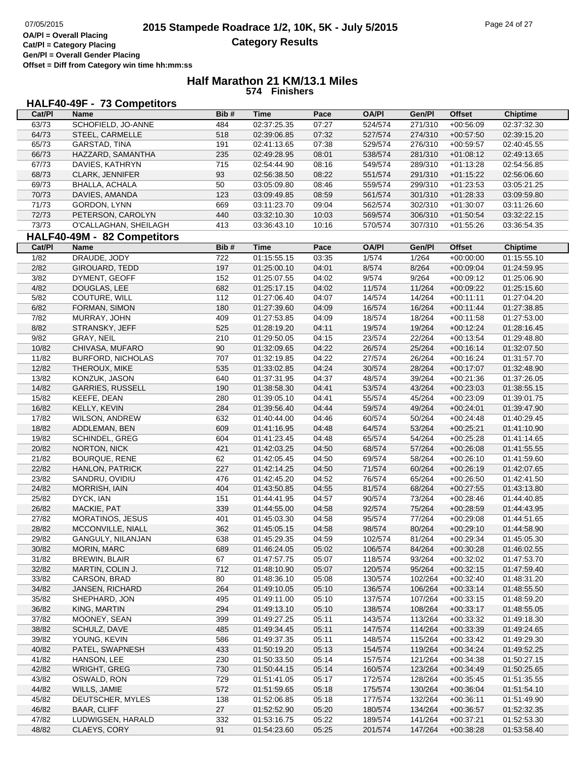**OA/Pl = Overall Placing**
**Cat/Pl = Category Placing**
**Gen/Pl = Overall Gender Placing**
**Offset = Diff from Category win time hh:mm:ss**

# 2015 Stampede Roadrace 1/2, 10K, 5K - July 5/2015

## Category Results

## Half Marathon 21 KM/13.1 Miles
**574 Finishers**

### HALF40-49F - 73 Competitors

| Cat/Pl | Name | Bib # | Time | Pace | OA/Pl | Gen/Pl | Offset | Chiptime |
|---|---|---|---|---|---|---|---|---|
| 63/73 | SCHOFIELD, JO-ANNE | 484 | 02:37:25.35 | 07:27 | 524/574 | 271/310 | +00:56:09 | 02:37:32.30 |
| 64/73 | STEEL, CARMELLE | 518 | 02:39:06.85 | 07:32 | 527/574 | 274/310 | +00:57:50 | 02:39:15.20 |
| 65/73 | GARSTAD, TINA | 191 | 02:41:13.65 | 07:38 | 529/574 | 276/310 | +00:59:57 | 02:40:45.55 |
| 66/73 | HAZZARD, SAMANTHA | 235 | 02:49:28.95 | 08:01 | 538/574 | 281/310 | +01:08:12 | 02:49:13.65 |
| 67/73 | DAVIES, KATHRYN | 715 | 02:54:44.90 | 08:16 | 549/574 | 289/310 | +01:13:28 | 02:54:56.85 |
| 68/73 | CLARK, JENNIFER | 93 | 02:56:38.50 | 08:22 | 551/574 | 291/310 | +01:15:22 | 02:56:06.60 |
| 69/73 | BHALLA, ACHALA | 50 | 03:05:09.80 | 08:46 | 559/574 | 299/310 | +01:23:53 | 03:05:21.25 |
| 70/73 | DAVIES, AMANDA | 123 | 03:09:49.85 | 08:59 | 561/574 | 301/310 | +01:28:33 | 03:09:59.80 |
| 71/73 | GORDON, LYNN | 669 | 03:11:23.70 | 09:04 | 562/574 | 302/310 | +01:30:07 | 03:11:26.60 |
| 72/73 | PETERSON, CAROLYN | 440 | 03:32:10.30 | 10:03 | 569/574 | 306/310 | +01:50:54 | 03:32:22.15 |
| 73/73 | O'CALLAGHAN, SHEILAGH | 413 | 03:36:43.10 | 10:16 | 570/574 | 307/310 | +01:55:26 | 03:36:54.35 |

### HALF40-49M - 82 Competitors

| Cat/Pl | Name | Bib # | Time | Pace | OA/Pl | Gen/Pl | Offset | Chiptime |
|---|---|---|---|---|---|---|---|---|
| 1/82 | DRAUDE, JODY | 722 | 01:15:55.15 | 03:35 | 1/574 | 1/264 | +00:00:00 | 01:15:55.10 |
| 2/82 | GIROUARD, TEDD | 197 | 01:25:00.10 | 04:01 | 8/574 | 8/264 | +00:09:04 | 01:24:59.95 |
| 3/82 | DYMENT, GEOFF | 152 | 01:25:07.55 | 04:02 | 9/574 | 9/264 | +00:09:12 | 01:25:06.90 |
| 4/82 | DOUGLAS, LEE | 682 | 01:25:17.15 | 04:02 | 11/574 | 11/264 | +00:09:22 | 01:25:15.60 |
| 5/82 | COUTURE, WILL | 112 | 01:27:06.40 | 04:07 | 14/574 | 14/264 | +00:11:11 | 01:27:04.20 |
| 6/82 | FORMAN, SIMON | 180 | 01:27:39.60 | 04:09 | 16/574 | 16/264 | +00:11:44 | 01:27:38.85 |
| 7/82 | MURRAY, JOHN | 409 | 01:27:53.85 | 04:09 | 18/574 | 18/264 | +00:11:58 | 01:27:53.00 |
| 8/82 | STRANSKY, JEFF | 525 | 01:28:19.20 | 04:11 | 19/574 | 19/264 | +00:12:24 | 01:28:16.45 |
| 9/82 | GRAY, NEIL | 210 | 01:29:50.05 | 04:15 | 23/574 | 22/264 | +00:13:54 | 01:29:48.80 |
| 10/82 | CHIVASA, MUFARO | 90 | 01:32:09.65 | 04:22 | 26/574 | 25/264 | +00:16:14 | 01:32:07.50 |
| 11/82 | BURFORD, NICHOLAS | 707 | 01:32:19.85 | 04:22 | 27/574 | 26/264 | +00:16:24 | 01:31:57.70 |
| 12/82 | THEROUX, MIKE | 535 | 01:33:02.85 | 04:24 | 30/574 | 28/264 | +00:17:07 | 01:32:48.90 |
| 13/82 | KONZUK, JASON | 640 | 01:37:31.95 | 04:37 | 48/574 | 39/264 | +00:21:36 | 01:37:26.05 |
| 14/82 | GARRIES, RUSSELL | 190 | 01:38:58.30 | 04:41 | 53/574 | 43/264 | +00:23:03 | 01:38:55.15 |
| 15/82 | KEEFE, DEAN | 280 | 01:39:05.10 | 04:41 | 55/574 | 45/264 | +00:23:09 | 01:39:01.75 |
| 16/82 | KELLY, KEVIN | 284 | 01:39:56.40 | 04:44 | 59/574 | 49/264 | +00:24:01 | 01:39:47.90 |
| 17/82 | WILSON, ANDREW | 632 | 01:40:44.00 | 04:46 | 60/574 | 50/264 | +00:24:48 | 01:40:29.45 |
| 18/82 | ADDLEMAN, BEN | 609 | 01:41:16.95 | 04:48 | 64/574 | 53/264 | +00:25:21 | 01:41:10.90 |
| 19/82 | SCHINDEL, GREG | 604 | 01:41:23.45 | 04:48 | 65/574 | 54/264 | +00:25:28 | 01:41:14.65 |
| 20/82 | NORTON, NICK | 421 | 01:42:03.25 | 04:50 | 68/574 | 57/264 | +00:26:08 | 01:41:55.55 |
| 21/82 | BOURQUE, RENE | 62 | 01:42:05.45 | 04:50 | 69/574 | 58/264 | +00:26:10 | 01:41:59.60 |
| 22/82 | HANLON, PATRICK | 227 | 01:42:14.25 | 04:50 | 71/574 | 60/264 | +00:26:19 | 01:42:07.65 |
| 23/82 | SANDRU, OVIDIU | 476 | 01:42:45.20 | 04:52 | 76/574 | 65/264 | +00:26:50 | 01:42:41.50 |
| 24/82 | MORRISH, IAIN | 404 | 01:43:50.85 | 04:55 | 81/574 | 68/264 | +00:27:55 | 01:43:13.80 |
| 25/82 | DYCK, IAN | 151 | 01:44:41.95 | 04:57 | 90/574 | 73/264 | +00:28:46 | 01:44:40.85 |
| 26/82 | MACKIE, PAT | 339 | 01:44:55.00 | 04:58 | 92/574 | 75/264 | +00:28:59 | 01:44:43.95 |
| 27/82 | MORATINOS, JESUS | 401 | 01:45:03.30 | 04:58 | 95/574 | 77/264 | +00:29:08 | 01:44:51.65 |
| 28/82 | MCCONVILLE, NIALL | 362 | 01:45:05.15 | 04:58 | 98/574 | 80/264 | +00:29:10 | 01:44:58.90 |
| 29/82 | GANGULY, NILANJAN | 638 | 01:45:29.35 | 04:59 | 102/574 | 81/264 | +00:29:34 | 01:45:05.30 |
| 30/82 | MORIN, MARC | 689 | 01:46:24.05 | 05:02 | 106/574 | 84/264 | +00:30:28 | 01:46:02.55 |
| 31/82 | BREWIN, BLAIR | 67 | 01:47:57.75 | 05:07 | 118/574 | 93/264 | +00:32:02 | 01:47:53.70 |
| 32/82 | MARTIN, COLIN J. | 712 | 01:48:10.90 | 05:07 | 120/574 | 95/264 | +00:32:15 | 01:47:59.40 |
| 33/82 | CARSON, BRAD | 80 | 01:48:36.10 | 05:08 | 130/574 | 102/264 | +00:32:40 | 01:48:31.20 |
| 34/82 | JANSEN, RICHARD | 264 | 01:49:10.05 | 05:10 | 136/574 | 106/264 | +00:33:14 | 01:48:55.50 |
| 35/82 | SHEPHARD, JON | 495 | 01:49:11.00 | 05:10 | 137/574 | 107/264 | +00:33:15 | 01:48:59.20 |
| 36/82 | KING, MARTIN | 294 | 01:49:13.10 | 05:10 | 138/574 | 108/264 | +00:33:17 | 01:48:55.05 |
| 37/82 | MOONEY, SEAN | 399 | 01:49:27.25 | 05:11 | 143/574 | 113/264 | +00:33:32 | 01:49:18.30 |
| 38/82 | SCHULZ, DAVE | 485 | 01:49:34.45 | 05:11 | 147/574 | 114/264 | +00:33:39 | 01:49:24.65 |
| 39/82 | YOUNG, KEVIN | 586 | 01:49:37.35 | 05:11 | 148/574 | 115/264 | +00:33:42 | 01:49:29.30 |
| 40/82 | PATEL, SWAPNESH | 433 | 01:50:19.20 | 05:13 | 154/574 | 119/264 | +00:34:24 | 01:49:52.25 |
| 41/82 | HANSON, LEE | 230 | 01:50:33.50 | 05:14 | 157/574 | 121/264 | +00:34:38 | 01:50:27.15 |
| 42/82 | WRIGHT, GREG | 730 | 01:50:44.15 | 05:14 | 160/574 | 123/264 | +00:34:49 | 01:50:25.65 |
| 43/82 | OSWALD, RON | 729 | 01:51:41.05 | 05:17 | 172/574 | 128/264 | +00:35:45 | 01:51:35.55 |
| 44/82 | WILLS, JAMIE | 572 | 01:51:59.65 | 05:18 | 175/574 | 130/264 | +00:36:04 | 01:51:54.10 |
| 45/82 | DEUTSCHER, MYLES | 138 | 01:52:06.85 | 05:18 | 177/574 | 132/264 | +00:36:11 | 01:51:49.90 |
| 46/82 | BAAR, CLIFF | 27 | 01:52:52.90 | 05:20 | 180/574 | 134/264 | +00:36:57 | 01:52:32.35 |
| 47/82 | LUDWIGSEN, HARALD | 332 | 01:53:16.75 | 05:22 | 189/574 | 141/264 | +00:37:21 | 01:52:53.30 |
| 48/82 | CLAEYS, CORY | 91 | 01:54:23.60 | 05:25 | 201/574 | 147/264 | +00:38:28 | 01:53:58.40 |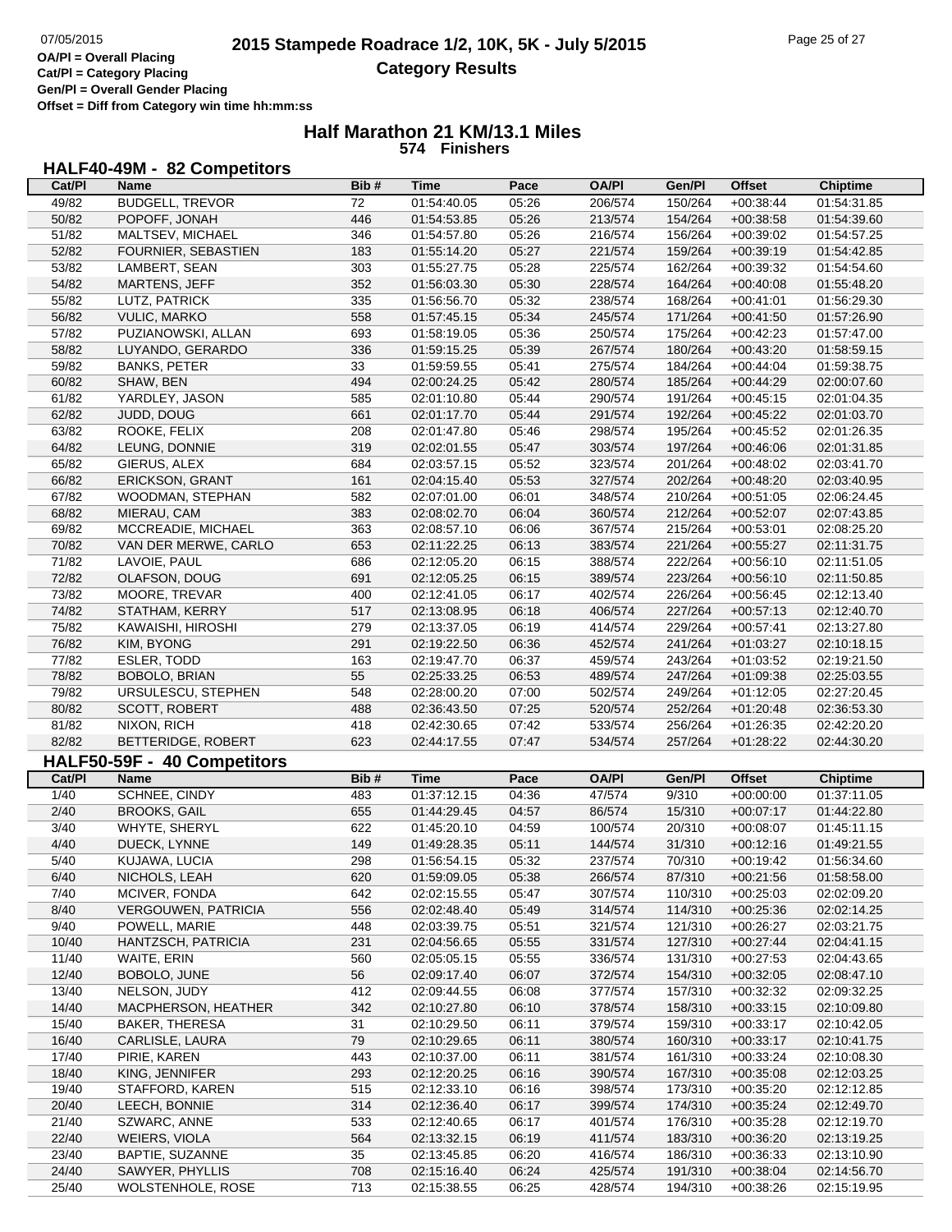# 2015 Stampede Roadrace 1/2, 10K, 5K - July 5/2015

## Category Results

OA/Pl = Overall Placing
Cat/Pl = Category Placing
Gen/Pl = Overall Gender Placing
Offset = Diff from Category win time hh:mm:ss

## Half Marathon 21 KM/13.1 Miles

**574 Finishers**

### HALF40-49M - 82 Competitors

| Cat/Pl | Name | Bib # | Time | Pace | OA/Pl | Gen/Pl | Offset | Chiptime |
|---|---|---|---|---|---|---|---|---|
| 49/82 | BUDGELL, TREVOR | 72 | 01:54:40.05 | 05:26 | 206/574 | 150/264 | +00:38:44 | 01:54:31.85 |
| 50/82 | POPOFF, JONAH | 446 | 01:54:53.85 | 05:26 | 213/574 | 154/264 | +00:38:58 | 01:54:39.60 |
| 51/82 | MALTSEV, MICHAEL | 346 | 01:54:57.80 | 05:26 | 216/574 | 156/264 | +00:39:02 | 01:54:57.25 |
| 52/82 | FOURNIER, SEBASTIEN | 183 | 01:55:14.20 | 05:27 | 221/574 | 159/264 | +00:39:19 | 01:54:42.85 |
| 53/82 | LAMBERT, SEAN | 303 | 01:55:27.75 | 05:28 | 225/574 | 162/264 | +00:39:32 | 01:54:54.60 |
| 54/82 | MARTENS, JEFF | 352 | 01:56:03.30 | 05:30 | 228/574 | 164/264 | +00:40:08 | 01:55:48.20 |
| 55/82 | LUTZ, PATRICK | 335 | 01:56:56.70 | 05:32 | 238/574 | 168/264 | +00:41:01 | 01:56:29.30 |
| 56/82 | VULIC, MARKO | 558 | 01:57:45.15 | 05:34 | 245/574 | 171/264 | +00:41:50 | 01:57:26.90 |
| 57/82 | PUZIANOWSKI, ALLAN | 693 | 01:58:19.05 | 05:36 | 250/574 | 175/264 | +00:42:23 | 01:57:47.00 |
| 58/82 | LUYANDO, GERARDO | 336 | 01:59:15.25 | 05:39 | 267/574 | 180/264 | +00:43:20 | 01:58:59.15 |
| 59/82 | BANKS, PETER | 33 | 01:59:59.55 | 05:41 | 275/574 | 184/264 | +00:44:04 | 01:59:38.75 |
| 60/82 | SHAW, BEN | 494 | 02:00:24.25 | 05:42 | 280/574 | 185/264 | +00:44:29 | 02:00:07.60 |
| 61/82 | YARDLEY, JASON | 585 | 02:01:10.80 | 05:44 | 290/574 | 191/264 | +00:45:15 | 02:01:04.35 |
| 62/82 | JUDD, DOUG | 661 | 02:01:17.70 | 05:44 | 291/574 | 192/264 | +00:45:22 | 02:01:03.70 |
| 63/82 | ROOKE, FELIX | 208 | 02:01:47.80 | 05:46 | 298/574 | 195/264 | +00:45:52 | 02:01:26.35 |
| 64/82 | LEUNG, DONNIE | 319 | 02:02:01.55 | 05:47 | 303/574 | 197/264 | +00:46:06 | 02:01:31.85 |
| 65/82 | GIERUS, ALEX | 684 | 02:03:57.15 | 05:52 | 323/574 | 201/264 | +00:48:02 | 02:03:41.70 |
| 66/82 | ERICKSON, GRANT | 161 | 02:04:15.40 | 05:53 | 327/574 | 202/264 | +00:48:20 | 02:03:40.95 |
| 67/82 | WOODMAN, STEPHAN | 582 | 02:07:01.00 | 06:01 | 348/574 | 210/264 | +00:51:05 | 02:06:24.45 |
| 68/82 | MIERAU, CAM | 383 | 02:08:02.70 | 06:04 | 360/574 | 212/264 | +00:52:07 | 02:07:43.85 |
| 69/82 | MCCREADIE, MICHAEL | 363 | 02:08:57.10 | 06:06 | 367/574 | 215/264 | +00:53:01 | 02:08:25.20 |
| 70/82 | VAN DER MERWE, CARLO | 653 | 02:11:22.25 | 06:13 | 383/574 | 221/264 | +00:55:27 | 02:11:31.75 |
| 71/82 | LAVOIE, PAUL | 686 | 02:12:05.20 | 06:15 | 388/574 | 222/264 | +00:56:10 | 02:11:51.05 |
| 72/82 | OLAFSON, DOUG | 691 | 02:12:05.25 | 06:15 | 389/574 | 223/264 | +00:56:10 | 02:11:50.85 |
| 73/82 | MOORE, TREVAR | 400 | 02:12:41.05 | 06:17 | 402/574 | 226/264 | +00:56:45 | 02:12:13.40 |
| 74/82 | STATHAM, KERRY | 517 | 02:13:08.95 | 06:18 | 406/574 | 227/264 | +00:57:13 | 02:12:40.70 |
| 75/82 | KAWAISHI, HIROSHI | 279 | 02:13:37.05 | 06:19 | 414/574 | 229/264 | +00:57:41 | 02:13:27.80 |
| 76/82 | KIM, BYONG | 291 | 02:19:22.50 | 06:36 | 452/574 | 241/264 | +01:03:27 | 02:10:18.15 |
| 77/82 | ESLER, TODD | 163 | 02:19:47.70 | 06:37 | 459/574 | 243/264 | +01:03:52 | 02:19:21.50 |
| 78/82 | BOBOLO, BRIAN | 55 | 02:25:33.25 | 06:53 | 489/574 | 247/264 | +01:09:38 | 02:25:03.55 |
| 79/82 | URSULESCU, STEPHEN | 548 | 02:28:00.20 | 07:00 | 502/574 | 249/264 | +01:12:05 | 02:27:20.45 |
| 80/82 | SCOTT, ROBERT | 488 | 02:36:43.50 | 07:25 | 520/574 | 252/264 | +01:20:48 | 02:36:53.30 |
| 81/82 | NIXON, RICH | 418 | 02:42:30.65 | 07:42 | 533/574 | 256/264 | +01:26:35 | 02:42:20.20 |
| 82/82 | BETTERIDGE, ROBERT | 623 | 02:44:17.55 | 07:47 | 534/574 | 257/264 | +01:28:22 | 02:44:30.20 |

### HALF50-59F - 40 Competitors

| Cat/Pl | Name | Bib # | Time | Pace | OA/Pl | Gen/Pl | Offset | Chiptime |
|---|---|---|---|---|---|---|---|---|
| 1/40 | SCHNEE, CINDY | 483 | 01:37:12.15 | 04:36 | 47/574 | 9/310 | +00:00:00 | 01:37:11.05 |
| 2/40 | BROOKS, GAIL | 655 | 01:44:29.45 | 04:57 | 86/574 | 15/310 | +00:07:17 | 01:44:22.80 |
| 3/40 | WHYTE, SHERYL | 622 | 01:45:20.10 | 04:59 | 100/574 | 20/310 | +00:08:07 | 01:45:11.15 |
| 4/40 | DUECK, LYNNE | 149 | 01:49:28.35 | 05:11 | 144/574 | 31/310 | +00:12:16 | 01:49:21.55 |
| 5/40 | KUJAWA, LUCIA | 298 | 01:56:54.15 | 05:32 | 237/574 | 70/310 | +00:19:42 | 01:56:34.60 |
| 6/40 | NICHOLS, LEAH | 620 | 01:59:09.05 | 05:38 | 266/574 | 87/310 | +00:21:56 | 01:58:58.00 |
| 7/40 | MCIVER, FONDA | 642 | 02:02:15.55 | 05:47 | 307/574 | 110/310 | +00:25:03 | 02:02:09.20 |
| 8/40 | VERGOUWEN, PATRICIA | 556 | 02:02:48.40 | 05:49 | 314/574 | 114/310 | +00:25:36 | 02:02:14.25 |
| 9/40 | POWELL, MARIE | 448 | 02:03:39.75 | 05:51 | 321/574 | 121/310 | +00:26:27 | 02:03:21.75 |
| 10/40 | HANTZSCH, PATRICIA | 231 | 02:04:56.65 | 05:55 | 331/574 | 127/310 | +00:27:44 | 02:04:41.15 |
| 11/40 | WAITE, ERIN | 560 | 02:05:05.15 | 05:55 | 336/574 | 131/310 | +00:27:53 | 02:04:43.65 |
| 12/40 | BOBOLO, JUNE | 56 | 02:09:17.40 | 06:07 | 372/574 | 154/310 | +00:32:05 | 02:08:47.10 |
| 13/40 | NELSON, JUDY | 412 | 02:09:44.55 | 06:08 | 377/574 | 157/310 | +00:32:32 | 02:09:32.25 |
| 14/40 | MACPHERSON, HEATHER | 342 | 02:10:27.80 | 06:10 | 378/574 | 158/310 | +00:33:15 | 02:10:09.80 |
| 15/40 | BAKER, THERESA | 31 | 02:10:29.50 | 06:11 | 379/574 | 159/310 | +00:33:17 | 02:10:42.05 |
| 16/40 | CARLISLE, LAURA | 79 | 02:10:29.65 | 06:11 | 380/574 | 160/310 | +00:33:17 | 02:10:41.75 |
| 17/40 | PIRIE, KAREN | 443 | 02:10:37.00 | 06:11 | 381/574 | 161/310 | +00:33:24 | 02:10:08.30 |
| 18/40 | KING, JENNIFER | 293 | 02:12:20.25 | 06:16 | 390/574 | 167/310 | +00:35:08 | 02:12:03.25 |
| 19/40 | STAFFORD, KAREN | 515 | 02:12:33.10 | 06:16 | 398/574 | 173/310 | +00:35:20 | 02:12:12.85 |
| 20/40 | LEECH, BONNIE | 314 | 02:12:36.40 | 06:17 | 399/574 | 174/310 | +00:35:24 | 02:12:49.70 |
| 21/40 | SZWARC, ANNE | 533 | 02:12:40.65 | 06:17 | 401/574 | 176/310 | +00:35:28 | 02:12:19.70 |
| 22/40 | WEIERS, VIOLA | 564 | 02:13:32.15 | 06:19 | 411/574 | 183/310 | +00:36:20 | 02:13:19.25 |
| 23/40 | BAPTIE, SUZANNE | 35 | 02:13:45.85 | 06:20 | 416/574 | 186/310 | +00:36:33 | 02:13:10.90 |
| 24/40 | SAWYER, PHYLLIS | 708 | 02:15:16.40 | 06:24 | 425/574 | 191/310 | +00:38:04 | 02:14:56.70 |
| 25/40 | WOLSTENHOLE, ROSE | 713 | 02:15:38.55 | 06:25 | 428/574 | 194/310 | +00:38:26 | 02:15:19.95 |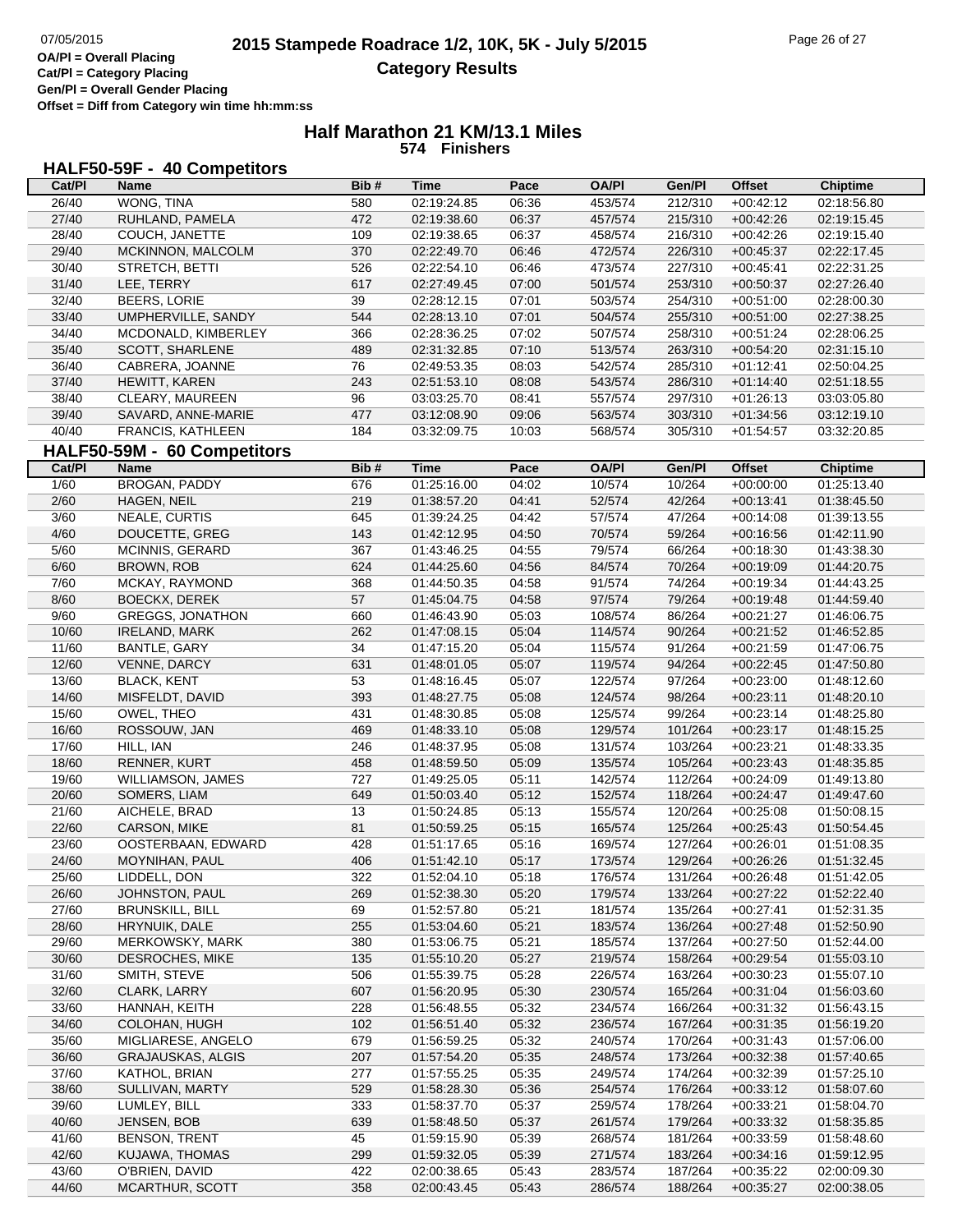OA/Pl = Overall Placing
Cat/Pl = Category Placing
Gen/Pl = Overall Gender Placing
Offset = Diff from Category win time hh:mm:ss

# 2015 Stampede Roadrace 1/2, 10K, 5K - July 5/2015

## Category Results

## Half Marathon 21 KM/13.1 Miles

**574 Finishers**

### HALF50-59F - 40 Competitors

| Cat/Pl | Name | Bib # | Time | Pace | OA/Pl | Gen/Pl | Offset | Chiptime |
|---|---|---|---|---|---|---|---|---|
| 26/40 | WONG, TINA | 580 | 02:19:24.85 | 06:36 | 453/574 | 212/310 | +00:42:12 | 02:18:56.80 |
| 27/40 | RUHLAND, PAMELA | 472 | 02:19:38.60 | 06:37 | 457/574 | 215/310 | +00:42:26 | 02:19:15.45 |
| 28/40 | COUCH, JANETTE | 109 | 02:19:38.65 | 06:37 | 458/574 | 216/310 | +00:42:26 | 02:19:15.40 |
| 29/40 | MCKINNON, MALCOLM | 370 | 02:22:49.70 | 06:46 | 472/574 | 226/310 | +00:45:37 | 02:22:17.45 |
| 30/40 | STRETCH, BETTI | 526 | 02:22:54.10 | 06:46 | 473/574 | 227/310 | +00:45:41 | 02:22:31.25 |
| 31/40 | LEE, TERRY | 617 | 02:27:49.45 | 07:00 | 501/574 | 253/310 | +00:50:37 | 02:27:26.40 |
| 32/40 | BEERS, LORIE | 39 | 02:28:12.15 | 07:01 | 503/574 | 254/310 | +00:51:00 | 02:28:00.30 |
| 33/40 | UMPHERVILLE, SANDY | 544 | 02:28:13.10 | 07:01 | 504/574 | 255/310 | +00:51:00 | 02:27:38.25 |
| 34/40 | MCDONALD, KIMBERLEY | 366 | 02:28:36.25 | 07:02 | 507/574 | 258/310 | +00:51:24 | 02:28:06.25 |
| 35/40 | SCOTT, SHARLENE | 489 | 02:31:32.85 | 07:10 | 513/574 | 263/310 | +00:54:20 | 02:31:15.10 |
| 36/40 | CABRERA, JOANNE | 76 | 02:49:53.35 | 08:03 | 542/574 | 285/310 | +01:12:41 | 02:50:04.25 |
| 37/40 | HEWITT, KAREN | 243 | 02:51:53.10 | 08:08 | 543/574 | 286/310 | +01:14:40 | 02:51:18.55 |
| 38/40 | CLEARY, MAUREEN | 96 | 03:03:25.70 | 08:41 | 557/574 | 297/310 | +01:26:13 | 03:03:05.80 |
| 39/40 | SAVARD, ANNE-MARIE | 477 | 03:12:08.90 | 09:06 | 563/574 | 303/310 | +01:34:56 | 03:12:19.10 |
| 40/40 | FRANCIS, KATHLEEN | 184 | 03:32:09.75 | 10:03 | 568/574 | 305/310 | +01:54:57 | 03:32:20.85 |

### HALF50-59M - 60 Competitors

| Cat/Pl | Name | Bib # | Time | Pace | OA/Pl | Gen/Pl | Offset | Chiptime |
|---|---|---|---|---|---|---|---|---|
| 1/60 | BROGAN, PADDY | 676 | 01:25:16.00 | 04:02 | 10/574 | 10/264 | +00:00:00 | 01:25:13.40 |
| 2/60 | HAGEN, NEIL | 219 | 01:38:57.20 | 04:41 | 52/574 | 42/264 | +00:13:41 | 01:38:45.50 |
| 3/60 | NEALE, CURTIS | 645 | 01:39:24.25 | 04:42 | 57/574 | 47/264 | +00:14:08 | 01:39:13.55 |
| 4/60 | DOUCETTE, GREG | 143 | 01:42:12.95 | 04:50 | 70/574 | 59/264 | +00:16:56 | 01:42:11.90 |
| 5/60 | MCINNIS, GERARD | 367 | 01:43:46.25 | 04:55 | 79/574 | 66/264 | +00:18:30 | 01:43:38.30 |
| 6/60 | BROWN, ROB | 624 | 01:44:25.60 | 04:56 | 84/574 | 70/264 | +00:19:09 | 01:44:20.75 |
| 7/60 | MCKAY, RAYMOND | 368 | 01:44:50.35 | 04:58 | 91/574 | 74/264 | +00:19:34 | 01:44:43.25 |
| 8/60 | BOECKX, DEREK | 57 | 01:45:04.75 | 04:58 | 97/574 | 79/264 | +00:19:48 | 01:44:59.40 |
| 9/60 | GREGGS, JONATHON | 660 | 01:46:43.90 | 05:03 | 108/574 | 86/264 | +00:21:27 | 01:46:06.75 |
| 10/60 | IRELAND, MARK | 262 | 01:47:08.15 | 05:04 | 114/574 | 90/264 | +00:21:52 | 01:46:52.85 |
| 11/60 | BANTLE, GARY | 34 | 01:47:15.20 | 05:04 | 115/574 | 91/264 | +00:21:59 | 01:47:06.75 |
| 12/60 | VENNE, DARCY | 631 | 01:48:01.05 | 05:07 | 119/574 | 94/264 | +00:22:45 | 01:47:50.80 |
| 13/60 | BLACK, KENT | 53 | 01:48:16.45 | 05:07 | 122/574 | 97/264 | +00:23:00 | 01:48:12.60 |
| 14/60 | MISFELDT, DAVID | 393 | 01:48:27.75 | 05:08 | 124/574 | 98/264 | +00:23:11 | 01:48:20.10 |
| 15/60 | OWEL, THEO | 431 | 01:48:30.85 | 05:08 | 125/574 | 99/264 | +00:23:14 | 01:48:25.80 |
| 16/60 | ROSSOUW, JAN | 469 | 01:48:33.10 | 05:08 | 129/574 | 101/264 | +00:23:17 | 01:48:15.25 |
| 17/60 | HILL, IAN | 246 | 01:48:37.95 | 05:08 | 131/574 | 103/264 | +00:23:21 | 01:48:33.35 |
| 18/60 | RENNER, KURT | 458 | 01:48:59.50 | 05:09 | 135/574 | 105/264 | +00:23:43 | 01:48:35.85 |
| 19/60 | WILLIAMSON, JAMES | 727 | 01:49:25.05 | 05:11 | 142/574 | 112/264 | +00:24:09 | 01:49:13.80 |
| 20/60 | SOMERS, LIAM | 649 | 01:50:03.40 | 05:12 | 152/574 | 118/264 | +00:24:47 | 01:49:47.60 |
| 21/60 | AICHELE, BRAD | 13 | 01:50:24.85 | 05:13 | 155/574 | 120/264 | +00:25:08 | 01:50:08.15 |
| 22/60 | CARSON, MIKE | 81 | 01:50:59.25 | 05:15 | 165/574 | 125/264 | +00:25:43 | 01:50:54.45 |
| 23/60 | OOSTERBAAN, EDWARD | 428 | 01:51:17.65 | 05:16 | 169/574 | 127/264 | +00:26:01 | 01:51:08.35 |
| 24/60 | MOYNIHAN, PAUL | 406 | 01:51:42.10 | 05:17 | 173/574 | 129/264 | +00:26:26 | 01:51:32.45 |
| 25/60 | LIDDELL, DON | 322 | 01:52:04.10 | 05:18 | 176/574 | 131/264 | +00:26:48 | 01:51:42.05 |
| 26/60 | JOHNSTON, PAUL | 269 | 01:52:38.30 | 05:20 | 179/574 | 133/264 | +00:27:22 | 01:52:22.40 |
| 27/60 | BRUNSKILL, BILL | 69 | 01:52:57.80 | 05:21 | 181/574 | 135/264 | +00:27:41 | 01:52:31.35 |
| 28/60 | HRYNUIK, DALE | 255 | 01:53:04.60 | 05:21 | 183/574 | 136/264 | +00:27:48 | 01:52:50.90 |
| 29/60 | MERKOWSKY, MARK | 380 | 01:53:06.75 | 05:21 | 185/574 | 137/264 | +00:27:50 | 01:52:44.00 |
| 30/60 | DESROCHES, MIKE | 135 | 01:55:10.20 | 05:27 | 219/574 | 158/264 | +00:29:54 | 01:55:03.10 |
| 31/60 | SMITH, STEVE | 506 | 01:55:39.75 | 05:28 | 226/574 | 163/264 | +00:30:23 | 01:55:07.10 |
| 32/60 | CLARK, LARRY | 607 | 01:56:20.95 | 05:30 | 230/574 | 165/264 | +00:31:04 | 01:56:03.60 |
| 33/60 | HANNAH, KEITH | 228 | 01:56:48.55 | 05:32 | 234/574 | 166/264 | +00:31:32 | 01:56:43.15 |
| 34/60 | COLOHAN, HUGH | 102 | 01:56:51.40 | 05:32 | 236/574 | 167/264 | +00:31:35 | 01:56:19.20 |
| 35/60 | MIGLIARESE, ANGELO | 679 | 01:56:59.25 | 05:32 | 240/574 | 170/264 | +00:31:43 | 01:57:06.00 |
| 36/60 | GRAJAUSKAS, ALGIS | 207 | 01:57:54.20 | 05:35 | 248/574 | 173/264 | +00:32:38 | 01:57:40.65 |
| 37/60 | KATHOL, BRIAN | 277 | 01:57:55.25 | 05:35 | 249/574 | 174/264 | +00:32:39 | 01:57:25.10 |
| 38/60 | SULLIVAN, MARTY | 529 | 01:58:28.30 | 05:36 | 254/574 | 176/264 | +00:33:12 | 01:58:07.60 |
| 39/60 | LUMLEY, BILL | 333 | 01:58:37.70 | 05:37 | 259/574 | 178/264 | +00:33:21 | 01:58:04.70 |
| 40/60 | JENSEN, BOB | 639 | 01:58:48.50 | 05:37 | 261/574 | 179/264 | +00:33:32 | 01:58:35.85 |
| 41/60 | BENSON, TRENT | 45 | 01:59:15.90 | 05:39 | 268/574 | 181/264 | +00:33:59 | 01:58:48.60 |
| 42/60 | KUJAWA, THOMAS | 299 | 01:59:32.05 | 05:39 | 271/574 | 183/264 | +00:34:16 | 01:59:12.95 |
| 43/60 | O'BRIEN, DAVID | 422 | 02:00:38.65 | 05:43 | 283/574 | 187/264 | +00:35:22 | 02:00:09.30 |
| 44/60 | MCARTHUR, SCOTT | 358 | 02:00:43.45 | 05:43 | 286/574 | 188/264 | +00:35:27 | 02:00:38.05 |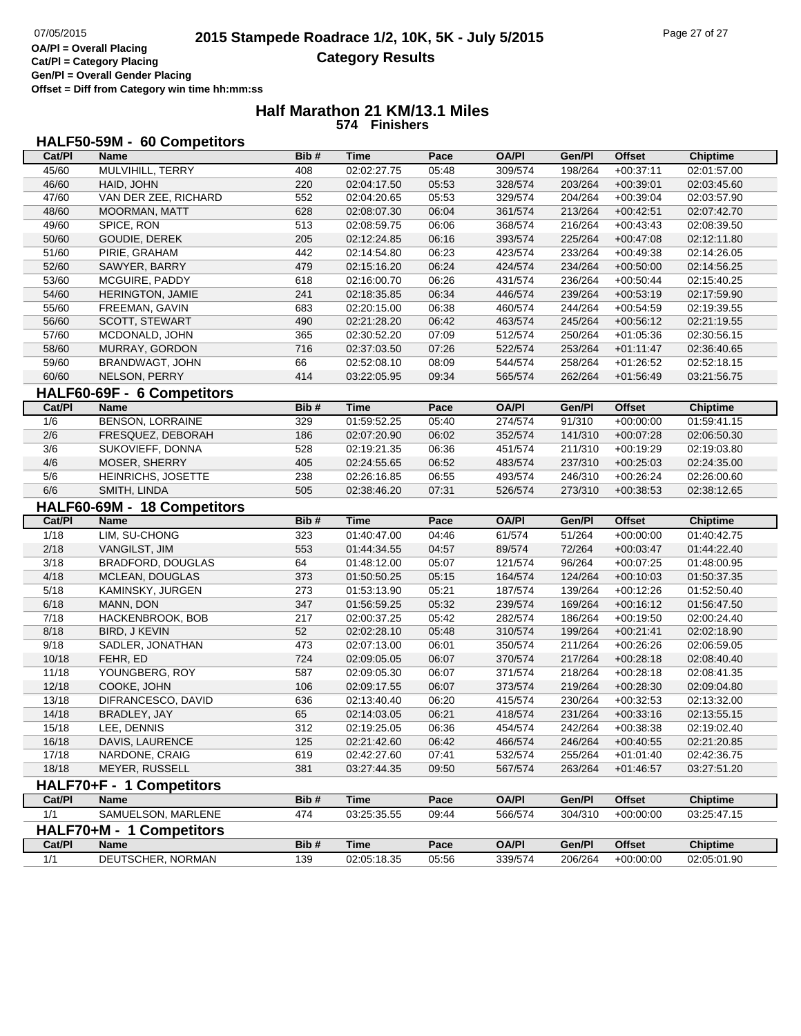OA/Pl = Overall Placing
Cat/Pl = Category Placing
Gen/Pl = Overall Gender Placing
Offset = Diff from Category win time hh:mm:ss

# 2015 Stampede Roadrace 1/2, 10K, 5K - July 5/2015

## Category Results

## Half Marathon 21 KM/13.1 Miles

**574 Finishers**

### HALF50-59M - 60 Competitors

| Cat/Pl | Name | Bib # | Time | Pace | OA/Pl | Gen/Pl | Offset | Chiptime |
|---|---|---|---|---|---|---|---|---|
| 45/60 | MULVIHILL, TERRY | 408 | 02:02:27.75 | 05:48 | 309/574 | 198/264 | +00:37:11 | 02:01:57.00 |
| 46/60 | HAID, JOHN | 220 | 02:04:17.50 | 05:53 | 328/574 | 203/264 | +00:39:01 | 02:03:45.60 |
| 47/60 | VAN DER ZEE, RICHARD | 552 | 02:04:20.65 | 05:53 | 329/574 | 204/264 | +00:39:04 | 02:03:57.90 |
| 48/60 | MOORMAN, MATT | 628 | 02:08:07.30 | 06:04 | 361/574 | 213/264 | +00:42:51 | 02:07:42.70 |
| 49/60 | SPICE, RON | 513 | 02:08:59.75 | 06:06 | 368/574 | 216/264 | +00:43:43 | 02:08:39.50 |
| 50/60 | GOUDIE, DEREK | 205 | 02:12:24.85 | 06:16 | 393/574 | 225/264 | +00:47:08 | 02:12:11.80 |
| 51/60 | PIRIE, GRAHAM | 442 | 02:14:54.80 | 06:23 | 423/574 | 233/264 | +00:49:38 | 02:14:26.05 |
| 52/60 | SAWYER, BARRY | 479 | 02:15:16.20 | 06:24 | 424/574 | 234/264 | +00:50:00 | 02:14:56.25 |
| 53/60 | MCGUIRE, PADDY | 618 | 02:16:00.70 | 06:26 | 431/574 | 236/264 | +00:50:44 | 02:15:40.25 |
| 54/60 | HERINGTON, JAMIE | 241 | 02:18:35.85 | 06:34 | 446/574 | 239/264 | +00:53:19 | 02:17:59.90 |
| 55/60 | FREEMAN, GAVIN | 683 | 02:20:15.00 | 06:38 | 460/574 | 244/264 | +00:54:59 | 02:19:39.55 |
| 56/60 | SCOTT, STEWART | 490 | 02:21:28.20 | 06:42 | 463/574 | 245/264 | +00:56:12 | 02:21:19.55 |
| 57/60 | MCDONALD, JOHN | 365 | 02:30:52.20 | 07:09 | 512/574 | 250/264 | +01:05:36 | 02:30:56.15 |
| 58/60 | MURRAY, GORDON | 716 | 02:37:03.50 | 07:26 | 522/574 | 253/264 | +01:11:47 | 02:36:40.65 |
| 59/60 | BRANDWAGT, JOHN | 66 | 02:52:08.10 | 08:09 | 544/574 | 258/264 | +01:26:52 | 02:52:18.15 |
| 60/60 | NELSON, PERRY | 414 | 03:22:05.95 | 09:34 | 565/574 | 262/264 | +01:56:49 | 03:21:56.75 |

### HALF60-69F - 6 Competitors

| Cat/Pl | Name | Bib # | Time | Pace | OA/Pl | Gen/Pl | Offset | Chiptime |
|---|---|---|---|---|---|---|---|---|
| 1/6 | BENSON, LORRAINE | 329 | 01:59:52.25 | 05:40 | 274/574 | 91/310 | +00:00:00 | 01:59:41.15 |
| 2/6 | FRESQUEZ, DEBORAH | 186 | 02:07:20.90 | 06:02 | 352/574 | 141/310 | +00:07:28 | 02:06:50.30 |
| 3/6 | SUKOVIEFF, DONNA | 528 | 02:19:21.35 | 06:36 | 451/574 | 211/310 | +00:19:29 | 02:19:03.80 |
| 4/6 | MOSER, SHERRY | 405 | 02:24:55.65 | 06:52 | 483/574 | 237/310 | +00:25:03 | 02:24:35.00 |
| 5/6 | HEINRICHS, JOSETTE | 238 | 02:26:16.85 | 06:55 | 493/574 | 246/310 | +00:26:24 | 02:26:00.60 |
| 6/6 | SMITH, LINDA | 505 | 02:38:46.20 | 07:31 | 526/574 | 273/310 | +00:38:53 | 02:38:12.65 |

### HALF60-69M - 18 Competitors

| Cat/Pl | Name | Bib # | Time | Pace | OA/Pl | Gen/Pl | Offset | Chiptime |
|---|---|---|---|---|---|---|---|---|
| 1/18 | LIM, SU-CHONG | 323 | 01:40:47.00 | 04:46 | 61/574 | 51/264 | +00:00:00 | 01:40:42.75 |
| 2/18 | VANGILST, JIM | 553 | 01:44:34.55 | 04:57 | 89/574 | 72/264 | +00:03:47 | 01:44:22.40 |
| 3/18 | BRADFORD, DOUGLAS | 64 | 01:48:12.00 | 05:07 | 121/574 | 96/264 | +00:07:25 | 01:48:00.95 |
| 4/18 | MCLEAN, DOUGLAS | 373 | 01:50:50.25 | 05:15 | 164/574 | 124/264 | +00:10:03 | 01:50:37.35 |
| 5/18 | KAMINSKY, JURGEN | 273 | 01:53:13.90 | 05:21 | 187/574 | 139/264 | +00:12:26 | 01:52:50.40 |
| 6/18 | MANN, DON | 347 | 01:56:59.25 | 05:32 | 239/574 | 169/264 | +00:16:12 | 01:56:47.50 |
| 7/18 | HACKENBROOK, BOB | 217 | 02:00:37.25 | 05:42 | 282/574 | 186/264 | +00:19:50 | 02:00:24.40 |
| 8/18 | BIRD, J KEVIN | 52 | 02:02:28.10 | 05:48 | 310/574 | 199/264 | +00:21:41 | 02:02:18.90 |
| 9/18 | SADLER, JONATHAN | 473 | 02:07:13.00 | 06:01 | 350/574 | 211/264 | +00:26:26 | 02:06:59.05 |
| 10/18 | FEHR, ED | 724 | 02:09:05.05 | 06:07 | 370/574 | 217/264 | +00:28:18 | 02:08:40.40 |
| 11/18 | YOUNGBERG, ROY | 587 | 02:09:05.30 | 06:07 | 371/574 | 218/264 | +00:28:18 | 02:08:41.35 |
| 12/18 | COOKE, JOHN | 106 | 02:09:17.55 | 06:07 | 373/574 | 219/264 | +00:28:30 | 02:09:04.80 |
| 13/18 | DIFRANCESCO, DAVID | 636 | 02:13:40.40 | 06:20 | 415/574 | 230/264 | +00:32:53 | 02:13:32.00 |
| 14/18 | BRADLEY, JAY | 65 | 02:14:03.05 | 06:21 | 418/574 | 231/264 | +00:33:16 | 02:13:55.15 |
| 15/18 | LEE, DENNIS | 312 | 02:19:25.05 | 06:36 | 454/574 | 242/264 | +00:38:38 | 02:19:02.40 |
| 16/18 | DAVIS, LAURENCE | 125 | 02:21:42.60 | 06:42 | 466/574 | 246/264 | +00:40:55 | 02:21:20.85 |
| 17/18 | NARDONE, CRAIG | 619 | 02:42:27.60 | 07:41 | 532/574 | 255/264 | +01:01:40 | 02:42:36.75 |
| 18/18 | MEYER, RUSSELL | 381 | 03:27:44.35 | 09:50 | 567/574 | 263/264 | +01:46:57 | 03:27:51.20 |

### HALF70+F - 1 Competitors

| Cat/Pl | Name | Bib # | Time | Pace | OA/Pl | Gen/Pl | Offset | Chiptime |
|---|---|---|---|---|---|---|---|---|
| 1/1 | SAMUELSON, MARLENE | 474 | 03:25:35.55 | 09:44 | 566/574 | 304/310 | +00:00:00 | 03:25:47.15 |

### HALF70+M - 1 Competitors

| Cat/Pl | Name | Bib # | Time | Pace | OA/Pl | Gen/Pl | Offset | Chiptime |
|---|---|---|---|---|---|---|---|---|
| 1/1 | DEUTSCHER, NORMAN | 139 | 02:05:18.35 | 05:56 | 339/574 | 206/264 | +00:00:00 | 02:05:01.90 |